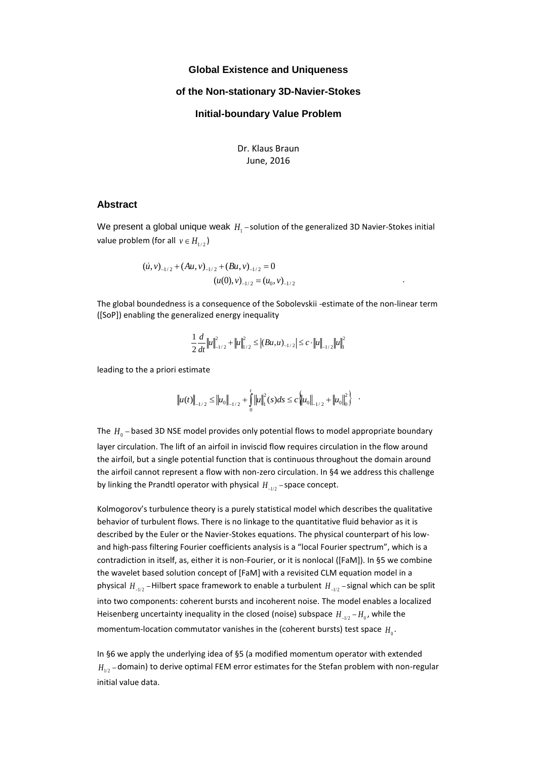# Global Existence and Uniqueness

# of the Non-stationary 3D-Navier-Stokes

# Initial-boundary Value Problem

Dr. Klaus Braun
June, 2016

## Abstract

We present a global unique weak $H_1$ – solution of the generalized 3D Navier-Stokes initial value problem (for all $v \in H_{1/2}$)

$$(\dot{u}, v)_{-1/2} + (Au, v)_{-1/2} + (Bu, v)_{-1/2} = 0$$
$$(u(0), v)_{-1/2} = (u_0, v)_{-1/2} \qquad .$$

The global boundedness is a consequence of the Sobolevskii -estimate of the non-linear term ([SoP]) enabling the generalized energy inequality

$$\frac{1}{2}\frac{d}{dt}\|u\|_{-1/2}^2 + \|u\|_{1/2}^2 \le \left|(Bu, u)_{-1/2}\right| \le c \cdot \|u\|_{-1/2}\|u\|_1^2$$

leading to the a priori estimate

$$\|u(t)\|_{-1/2} \le \|u_0\|_{-1/2} + \int_0^t \|u\|_1^2(s)ds \le c\left\{\|u_0\|_{-1/2} + \|u_0\|_0^2\right\} \quad .$$

The $H_0$ – based 3D NSE model provides only potential flows to model appropriate boundary layer circulation. The lift of an airfoil in inviscid flow requires circulation in the flow around the airfoil, but a single potential function that is continuous throughout the domain around the airfoil cannot represent a flow with non-zero circulation. In §4 we address this challenge by linking the Prandtl operator with physical $H_{-1/2}$ – space concept.

Kolmogorov's turbulence theory is a purely statistical model which describes the qualitative behavior of turbulent flows. There is no linkage to the quantitative fluid behavior as it is described by the Euler or the Navier-Stokes equations. The physical counterpart of his low- and high-pass filtering Fourier coefficients analysis is a "local Fourier spectrum", which is a contradiction in itself, as, either it is non-Fourier, or it is nonlocal ([FaM]). In §5 we combine the wavelet based solution concept of [FaM] with a revisited CLM equation model in a physical $H_{-1/2}$ – Hilbert space framework to enable a turbulent $H_{-1/2}$ – signal which can be split into two components: coherent bursts and incoherent noise. The model enables a localized Heisenberg uncertainty inequality in the closed (noise) subspace $H_{-1/2} - H_0$, while the momentum-location commutator vanishes in the (coherent bursts) test space $H_0$.

In §6 we apply the underlying idea of §5 (a modified momentum operator with extended $H_{1/2}$ – domain) to derive optimal FEM error estimates for the Stefan problem with non-regular initial value data.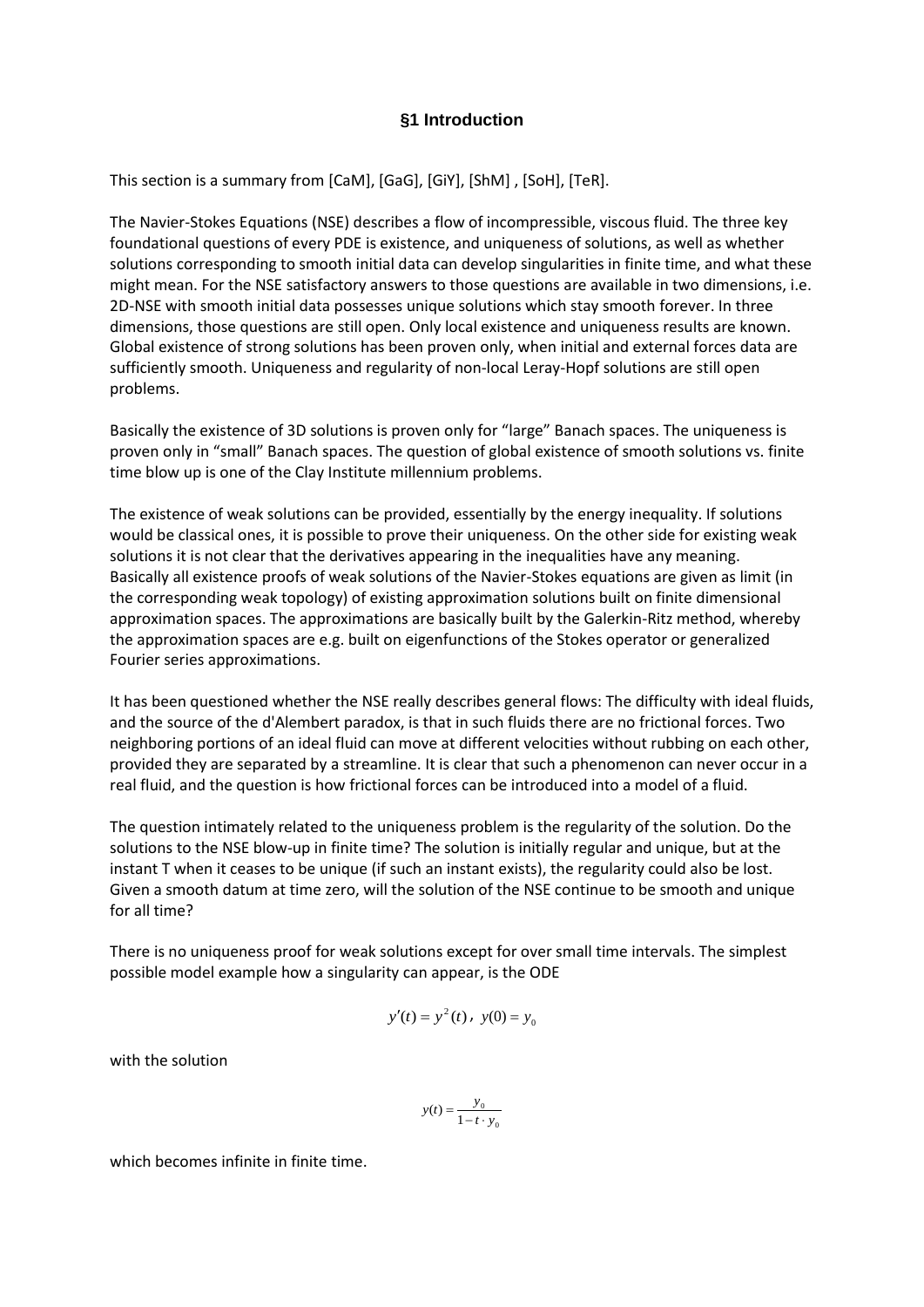## §1 Introduction

This section is a summary from [CaM], [GaG], [GiY], [ShM] , [SoH], [TeR].

The Navier-Stokes Equations (NSE) describes a flow of incompressible, viscous fluid. The three key foundational questions of every PDE is existence, and uniqueness of solutions, as well as whether solutions corresponding to smooth initial data can develop singularities in finite time, and what these might mean. For the NSE satisfactory answers to those questions are available in two dimensions, i.e. 2D-NSE with smooth initial data possesses unique solutions which stay smooth forever. In three dimensions, those questions are still open. Only local existence and uniqueness results are known. Global existence of strong solutions has been proven only, when initial and external forces data are sufficiently smooth. Uniqueness and regularity of non-local Leray-Hopf solutions are still open problems.

Basically the existence of 3D solutions is proven only for "large" Banach spaces. The uniqueness is proven only in "small" Banach spaces. The question of global existence of smooth solutions vs. finite time blow up is one of the Clay Institute millennium problems.

The existence of weak solutions can be provided, essentially by the energy inequality. If solutions would be classical ones, it is possible to prove their uniqueness. On the other side for existing weak solutions it is not clear that the derivatives appearing in the inequalities have any meaning. Basically all existence proofs of weak solutions of the Navier-Stokes equations are given as limit (in the corresponding weak topology) of existing approximation solutions built on finite dimensional approximation spaces. The approximations are basically built by the Galerkin-Ritz method, whereby the approximation spaces are e.g. built on eigenfunctions of the Stokes operator or generalized Fourier series approximations.

It has been questioned whether the NSE really describes general flows: The difficulty with ideal fluids, and the source of the d'Alembert paradox, is that in such fluids there are no frictional forces. Two neighboring portions of an ideal fluid can move at different velocities without rubbing on each other, provided they are separated by a streamline. It is clear that such a phenomenon can never occur in a real fluid, and the question is how frictional forces can be introduced into a model of a fluid.

The question intimately related to the uniqueness problem is the regularity of the solution. Do the solutions to the NSE blow-up in finite time? The solution is initially regular and unique, but at the instant T when it ceases to be unique (if such an instant exists), the regularity could also be lost. Given a smooth datum at time zero, will the solution of the NSE continue to be smooth and unique for all time?

There is no uniqueness proof for weak solutions except for over small time intervals. The simplest possible model example how a singularity can appear, is the ODE

$$y'(t) = y^2(t) \,,\; y(0) = y_0$$

with the solution

$$y(t) = \frac{y_0}{1 - t \cdot y_0}$$

which becomes infinite in finite time.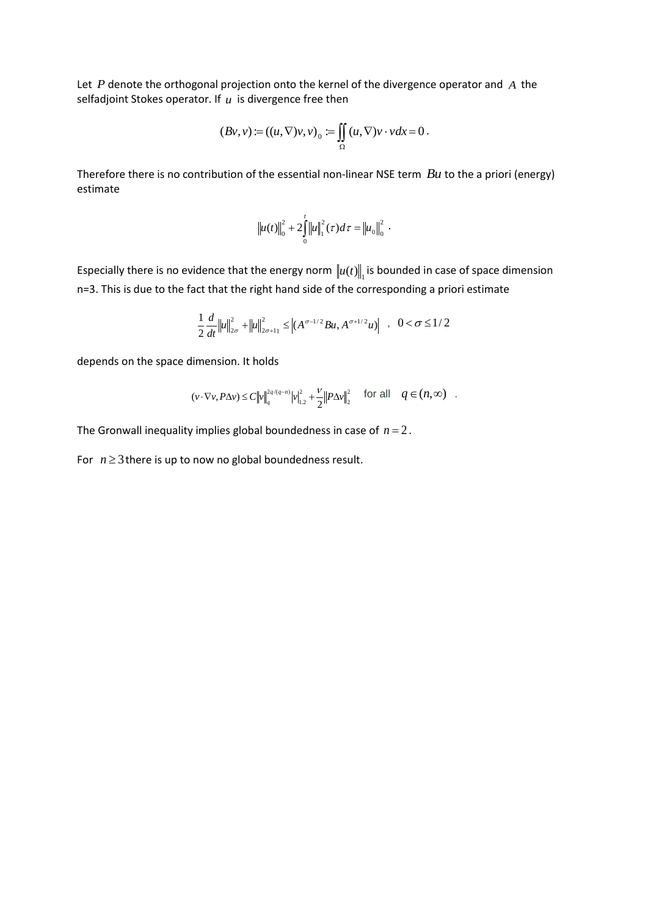Let $P$ denote the orthogonal projection onto the kernel of the divergence operator and $A$ the selfadjoint Stokes operator. If $u$ is divergence free then

$$(Bv,v):=((u,\nabla)v,v)_0:=\iint_\Omega (u,\nabla)v\cdot vdx=0\,.$$

Therefore there is no contribution of the essential non-linear NSE term $Bu$ to the a priori (energy) estimate

$$\|u(t)\|_0^2+2\int_0^t\|u\|_1^2(\tau)d\tau=\|u_0\|_0^2\,.$$

Especially there is no evidence that the energy norm $\|u(t)\|_1$ is bounded in case of space dimension n=3. This is due to the fact that the right hand side of the corresponding a priori estimate

$$\frac{1}{2}\frac{d}{dt}\|u\|_{2\sigma}^2+\|u\|_{2\sigma+11}^2\le\left|(A^{\sigma-1/2}Bu,A^{\sigma+1/2}u)\right|\quad,\quad 0<\sigma\le 1/2$$

depends on the space dimension. It holds

$$(v\cdot\nabla v,P\Delta v)\le C\|v\|_q^{2q/(q-n)}|v|_{1,2}^2+\frac{\nu}{2}\|P\Delta v\|_2^2\quad\text{for all}\quad q\in(n,\infty)\quad.$$

The Gronwall inequality implies global boundedness in case of $n=2$.

For $n\ge 3$ there is up to now no global boundedness result.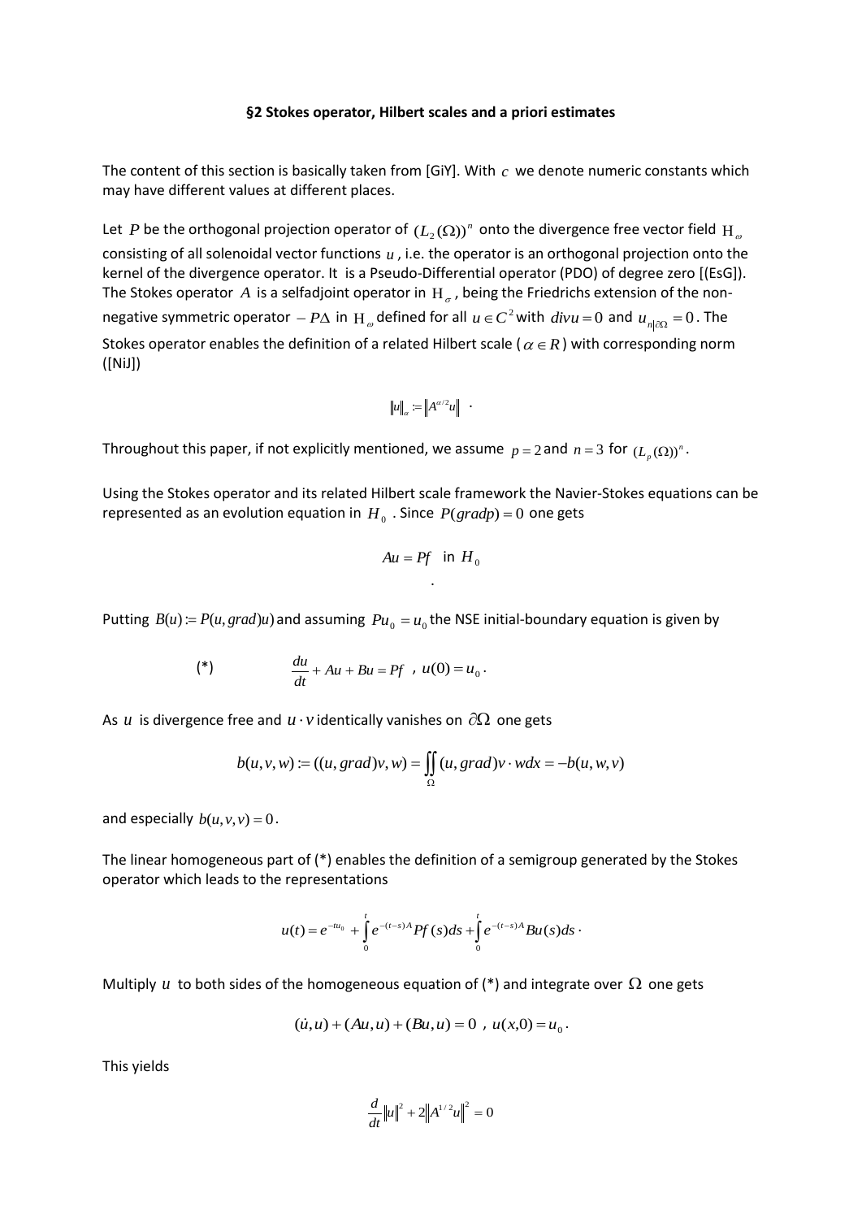**§2 Stokes operator, Hilbert scales and a priori estimates**

The content of this section is basically taken from [GiY]. With $c$ we denote numeric constants which may have different values at different places.

Let $P$ be the orthogonal projection operator of $(L_2(\Omega))^n$ onto the divergence free vector field $\mathrm{H}_\omega$ consisting of all solenoidal vector functions $u$, i.e. the operator is an orthogonal projection onto the kernel of the divergence operator. It is a Pseudo-Differential operator (PDO) of degree zero [(EsG]). The Stokes operator $A$ is a selfadjoint operator in $\mathrm{H}_\sigma$, being the Friedrichs extension of the non-negative symmetric operator $-P\Delta$ in $\mathrm{H}_\omega$ defined for all $u \in C^2$ with $divu = 0$ and $u_{n|\partial\Omega} = 0$. The Stokes operator enables the definition of a related Hilbert scale ($\alpha \in R$) with corresponding norm ([NiJ])

$$\|u\|_\alpha := \left\|A^{\alpha/2}u\right\| \;.$$

Throughout this paper, if not explicitly mentioned, we assume $p = 2$ and $n = 3$ for $(L_p(\Omega))^n$.

Using the Stokes operator and its related Hilbert scale framework the Navier-Stokes equations can be represented as an evolution equation in $H_0$. Since $P(gradp) = 0$ one gets

$$Au = Pf \quad \text{in } H_0$$

.

Putting $B(u) := P(u, grad)u)$ and assuming $Pu_0 = u_0$ the NSE initial-boundary equation is given by

$$(*) \qquad \frac{du}{dt} + Au + Bu = Pf \;,\; u(0) = u_0 .$$

As $u$ is divergence free and $u \cdot v$ identically vanishes on $\partial\Omega$ one gets

$$b(u,v,w) := ((u, grad)v, w) = \iint_\Omega (u, grad)v \cdot w dx = -b(u,w,v)$$

and especially $b(u,v,v) = 0$.

The linear homogeneous part of (*) enables the definition of a semigroup generated by the Stokes operator which leads to the representations

$$u(t) = e^{-tu_0} + \int_0^t e^{-(t-s)A} Pf(s)ds + \int_0^t e^{-(t-s)A} Bu(s)ds \cdot$$

Multiply $u$ to both sides of the homogeneous equation of (*) and integrate over $\Omega$ one gets

$$(\dot{u}, u) + (Au, u) + (Bu, u) = 0 \;,\; u(x,0) = u_0 .$$

This yields

$$\frac{d}{dt}\|u\|^2 + 2\left\|A^{1/2}u\right\|^2 = 0$$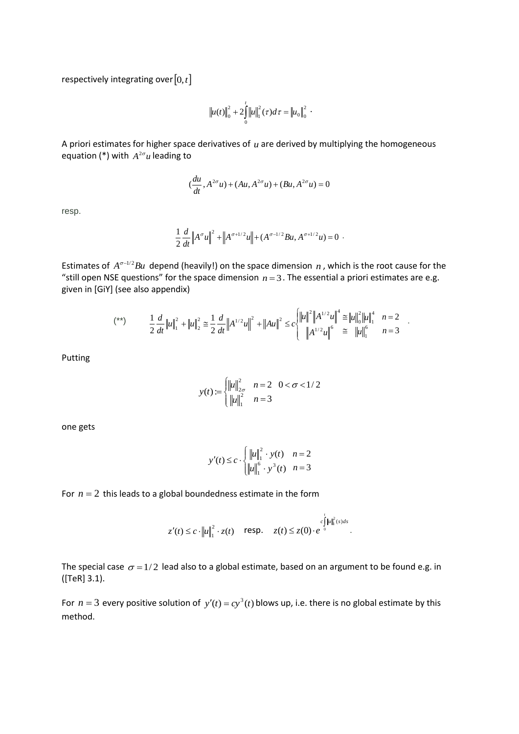respectively integrating over $[0,t]$

$$\|u(t)\|_0^2 + 2\int_0^t \|u\|_1^2(\tau)d\tau = \|u_0\|_0^2 \ .$$

A priori estimates for higher space derivatives of $u$ are derived by multiplying the homogeneous equation (*) with $A^{2\sigma}u$ leading to

$$(\frac{du}{dt}, A^{2\sigma}u) + (Au, A^{2\sigma}u) + (Bu, A^{2\sigma}u) = 0$$

resp.

$$\frac{1}{2}\frac{d}{dt}\left\|A^{\sigma}u\right\|^2 + \left\|A^{\sigma+1/2}u\right\| + (A^{\sigma-1/2}Bu, A^{\sigma+1/2}u) = 0 \ .$$

Estimates of $A^{\sigma-1/2}Bu$ depend (heavily!) on the space dimension $n$, which is the root cause for the "still open NSE questions" for the space dimension $n=3$. The essential a priori estimates are e.g. given in [GiY] (see also appendix)

$$(**) \qquad \frac{1}{2}\frac{d}{dt}\|u\|_1^2 + \|u\|_2^2 \cong \frac{1}{2}\frac{d}{dt}\left\|A^{1/2}u\right\|^2 + \|Au\|^2 \le c\begin{cases} \|u\|^2\left\|A^{1/2}u\right\|^4 \cong \|u\|_0^2\|u\|_1^4 & n=2 \\ \left\|A^{1/2}u\right\|^6 \cong \|u\|_1^6 & n=3 \end{cases} .$$

Putting

$$y(t) := \begin{cases} \|u\|_{2\sigma}^2 & n=2 \quad 0<\sigma<1/2 \\ \|u\|_1^2 & n=3 \end{cases}$$

one gets

$$y'(t) \le c \cdot \begin{cases} \|u\|_1^2 \cdot y(t) & n=2 \\ \|u\|_1^6 \cdot y^3(t) & n=3 \end{cases}$$

For $n=2$ this leads to a global boundedness estimate in the form

$$z'(t) \le c \cdot \|u\|_1^2 \cdot z(t) \quad \text{resp.} \quad z(t) \le z(0) \cdot e^{c\int_0^t \|u\|_1^2(s)ds} \ .$$

The special case $\sigma = 1/2$ lead also to a global estimate, based on an argument to be found e.g. in ([TeR] 3.1).

For $n=3$ every positive solution of $y'(t) = cy^3(t)$ blows up, i.e. there is no global estimate by this method.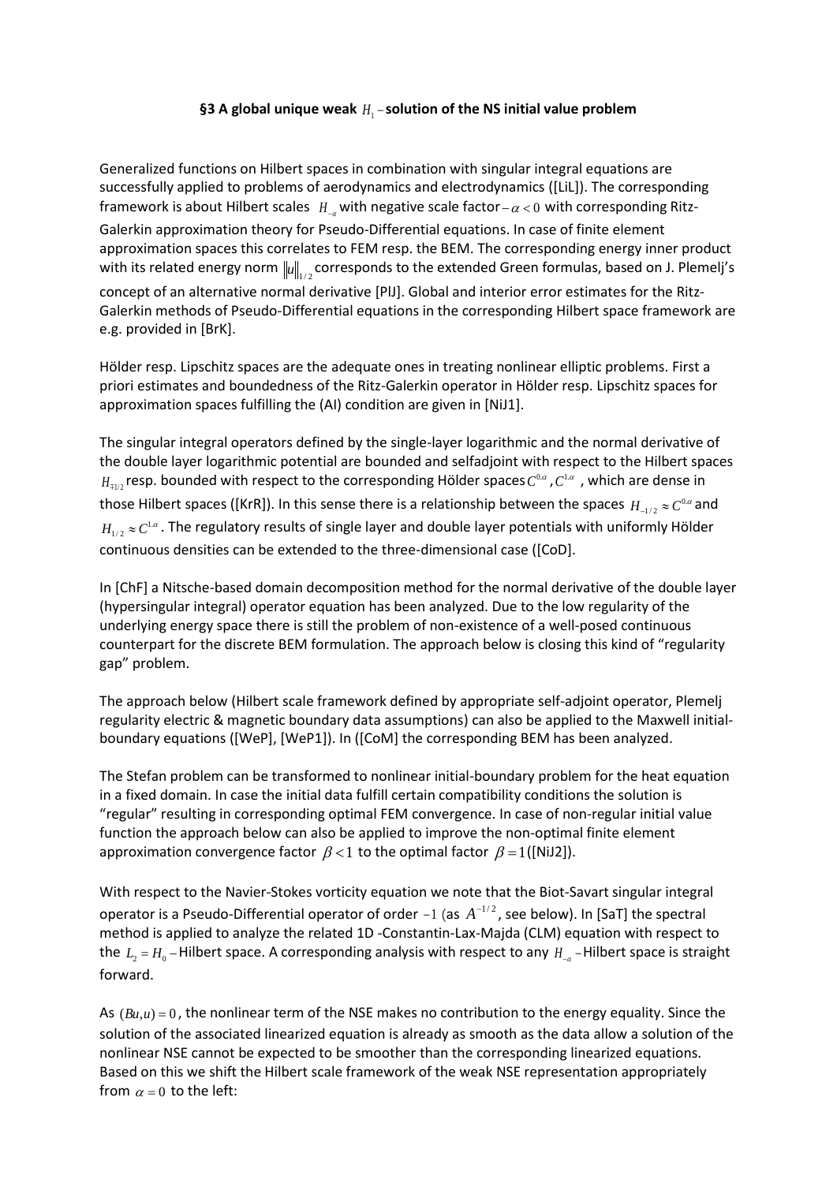### §3 A global unique weak $H_1$ – solution of the NS initial value problem

Generalized functions on Hilbert spaces in combination with singular integral equations are successfully applied to problems of aerodynamics and electrodynamics ([LiL]). The corresponding framework is about Hilbert scales $H_{-\alpha}$ with negative scale factor $-\alpha < 0$ with corresponding Ritz-Galerkin approximation theory for Pseudo-Differential equations. In case of finite element approximation spaces this correlates to FEM resp. the BEM. The corresponding energy inner product with its related energy norm $\|u\|_{1/2}$ corresponds to the extended Green formulas, based on J. Plemelj's concept of an alternative normal derivative [PlJ]. Global and interior error estimates for the Ritz-Galerkin methods of Pseudo-Differential equations in the corresponding Hilbert space framework are e.g. provided in [BrK].

Hölder resp. Lipschitz spaces are the adequate ones in treating nonlinear elliptic problems. First a priori estimates and boundedness of the Ritz-Galerkin operator in Hölder resp. Lipschitz spaces for approximation spaces fulfilling the (AI) condition are given in [NiJ1].

The singular integral operators defined by the single-layer logarithmic and the normal derivative of the double layer logarithmic potential are bounded and selfadjoint with respect to the Hilbert spaces $H_{\mp 1/2}$ resp. bounded with respect to the corresponding Hölder spaces $C^{0,\alpha}, C^{1,\alpha}$, which are dense in those Hilbert spaces ([KrR]). In this sense there is a relationship between the spaces $H_{-1/2} \approx C^{0,\alpha}$ and $H_{1/2} \approx C^{1,\alpha}$. The regulatory results of single layer and double layer potentials with uniformly Hölder continuous densities can be extended to the three-dimensional case ([CoD].

In [ChF] a Nitsche-based domain decomposition method for the normal derivative of the double layer (hypersingular integral) operator equation has been analyzed. Due to the low regularity of the underlying energy space there is still the problem of non-existence of a well-posed continuous counterpart for the discrete BEM formulation. The approach below is closing this kind of "regularity gap" problem.

The approach below (Hilbert scale framework defined by appropriate self-adjoint operator, Plemelj regularity electric & magnetic boundary data assumptions) can also be applied to the Maxwell initial-boundary equations ([WeP], [WeP1]). In ([CoM] the corresponding BEM has been analyzed.

The Stefan problem can be transformed to nonlinear initial-boundary problem for the heat equation in a fixed domain. In case the initial data fulfill certain compatibility conditions the solution is "regular" resulting in corresponding optimal FEM convergence. In case of non-regular initial value function the approach below can also be applied to improve the non-optimal finite element approximation convergence factor $\beta < 1$ to the optimal factor $\beta = 1$([NiJ2]).

With respect to the Navier-Stokes vorticity equation we note that the Biot-Savart singular integral operator is a Pseudo-Differential operator of order $-1$ (as $A^{-1/2}$, see below). In [SaT] the spectral method is applied to analyze the related 1D -Constantin-Lax-Majda (CLM) equation with respect to the $L_2 = H_0$ – Hilbert space. A corresponding analysis with respect to any $H_{-\alpha}$ – Hilbert space is straight forward.

As $(Bu,u) = 0$, the nonlinear term of the NSE makes no contribution to the energy equality. Since the solution of the associated linearized equation is already as smooth as the data allow a solution of the nonlinear NSE cannot be expected to be smoother than the corresponding linearized equations. Based on this we shift the Hilbert scale framework of the weak NSE representation appropriately from $\alpha = 0$ to the left: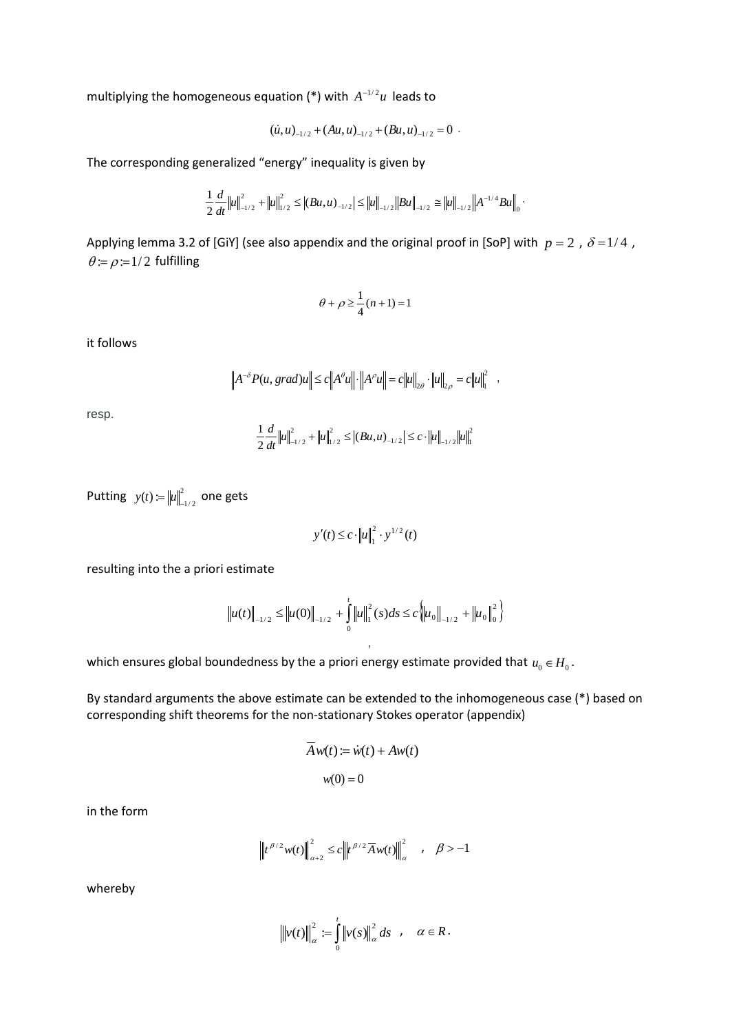multiplying the homogeneous equation (*) with $A^{-1/2}u$ leads to

$$(\dot{u},u)_{-1/2}+(Au,u)_{-1/2}+(Bu,u)_{-1/2}=0 \ .$$

The corresponding generalized "energy" inequality is given by

$$\frac{1}{2}\frac{d}{dt}\|u\|_{-1/2}^{2}+\|u\|_{1/2}^{2}\leq\left|(Bu,u)_{-1/2}\right|\leq\|u\|_{-1/2}\|Bu\|_{-1/2}\cong\|u\|_{-1/2}\left\|A^{-1/4}Bu\right\|_{0} \cdot$$

Applying lemma 3.2 of [GiY] (see also appendix and the original proof in [SoP] with $p=2$ , $\delta=1/4$ , $\theta:=\rho:=1/2$ fulfilling

$$\theta+\rho\geq\frac{1}{4}(n+1)=1$$

it follows

$$\left\|A^{-\delta}P(u,grad)u\right\|\leq c\left\|A^{\theta}u\right\|\cdot\left\|A^{\rho}u\right\|=c\|u\|_{2\theta}\cdot\|u\|_{2\rho}=c\|u\|_{1}^{2} \quad ,$$

resp.

$$\frac{1}{2}\frac{d}{dt}\|u\|_{-1/2}^{2}+\|u\|_{1/2}^{2}\leq\left|(Bu,u)_{-1/2}\right|\leq c\cdot\|u\|_{-1/2}\|u\|_{1}^{2}$$

Putting $y(t):=\|u\|_{-1/2}^{2}$ one gets

$$y'(t)\leq c\cdot\|u\|_{1}^{2}\cdot y^{1/2}(t)$$

resulting into the a priori estimate

$$\|u(t)\|_{-1/2}\leq\|u(0)\|_{-1/2}+\int_{0}^{t}\|u\|_{1}^{2}(s)ds\leq c\left\{\|u_{0}\|_{-1/2}+\|u_{0}\|_{0}^{2}\right\} \ ,$$

which ensures global boundedness by the a priori energy estimate provided that $u_0\in H_0$.

By standard arguments the above estimate can be extended to the inhomogeneous case (*) based on corresponding shift theorems for the non-stationary Stokes operator (appendix)

$$\overline{A}w(t):=\dot{w}(t)+Aw(t)$$

$$w(0)=0$$

in the form

$$\left\|t^{\beta/2}w(t)\right\|_{\alpha+2}^{2}\leq c\left\|t^{\beta/2}\overline{A}w(t)\right\|_{\alpha}^{2} \quad , \quad \beta>-1$$

whereby

$$\left\|v(t)\right\|_{\alpha}^{2}:=\int_{0}^{t}\|v(s)\|_{\alpha}^{2}ds \quad , \quad \alpha\in R \, .$$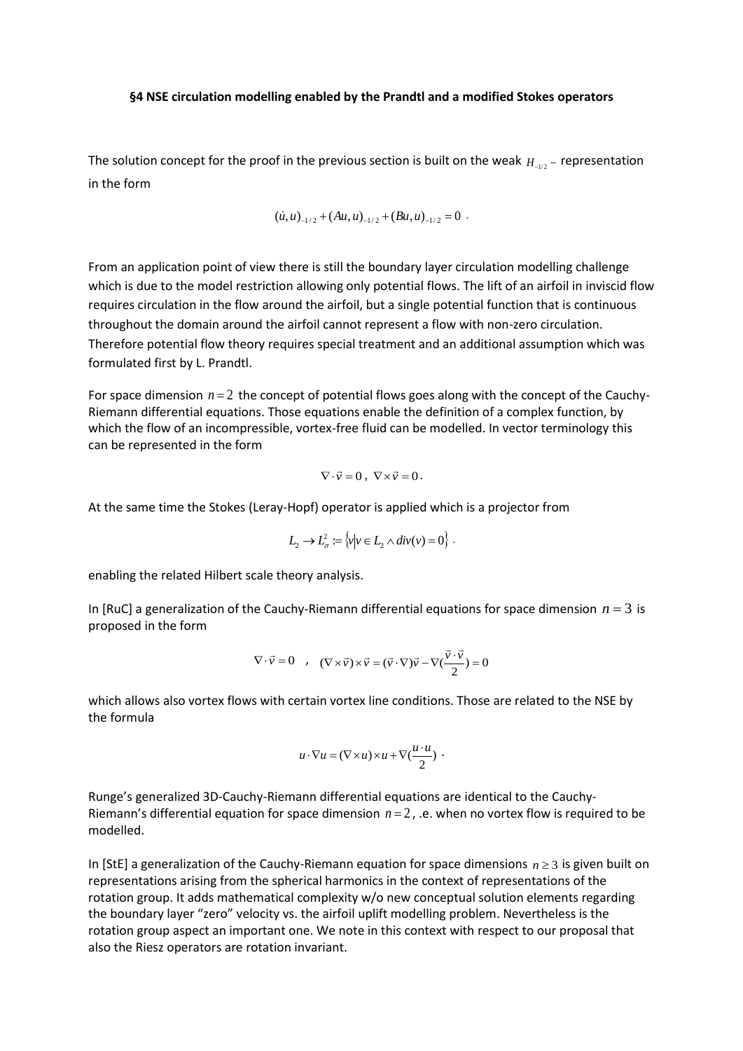**§4 NSE circulation modelling enabled by the Prandtl and a modified Stokes operators**

The solution concept for the proof in the previous section is built on the weak $H_{-1/2}$ – representation in the form

$$(\dot{u},u)_{-1/2}+(Au,u)_{-1/2}+(Bu,u)_{-1/2}=0 \ .$$

From an application point of view there is still the boundary layer circulation modelling challenge which is due to the model restriction allowing only potential flows. The lift of an airfoil in inviscid flow requires circulation in the flow around the airfoil, but a single potential function that is continuous throughout the domain around the airfoil cannot represent a flow with non-zero circulation. Therefore potential flow theory requires special treatment and an additional assumption which was formulated first by L. Prandtl.

For space dimension $n=2$ the concept of potential flows goes along with the concept of the Cauchy-Riemann differential equations. Those equations enable the definition of a complex function, by which the flow of an incompressible, vortex-free fluid can be modelled. In vector terminology this can be represented in the form

$$\nabla\cdot\vec{v}=0\ ,\ \nabla\times\vec{v}=0 .$$

At the same time the Stokes (Leray-Hopf) operator is applied which is a projector from

$$L_2 \to L_\sigma^2 := \left\{ v \middle| v\in L_2 \wedge div(v)=0 \right\} .$$

enabling the related Hilbert scale theory analysis.

In [RuC] a generalization of the Cauchy-Riemann differential equations for space dimension $n=3$ is proposed in the form

$$\nabla\cdot\vec{v}=0 \quad , \quad (\nabla\times\vec{v})\times\vec{v}=(\vec{v}\cdot\nabla)\vec{v}-\nabla(\frac{\vec{v}\cdot\vec{v}}{2})=0$$

which allows also vortex flows with certain vortex line conditions. Those are related to the NSE by the formula

$$u\cdot\nabla u=(\nabla\times u)\times u+\nabla(\frac{u\cdot u}{2}) \ .$$

Runge's generalized 3D-Cauchy-Riemann differential equations are identical to the Cauchy-Riemann's differential equation for space dimension $n=2$, .e. when no vortex flow is required to be modelled.

In [StE] a generalization of the Cauchy-Riemann equation for space dimensions $n\geq 3$ is given built on representations arising from the spherical harmonics in the context of representations of the rotation group. It adds mathematical complexity w/o new conceptual solution elements regarding the boundary layer "zero" velocity vs. the airfoil uplift modelling problem. Nevertheless is the rotation group aspect an important one. We note in this context with respect to our proposal that also the Riesz operators are rotation invariant.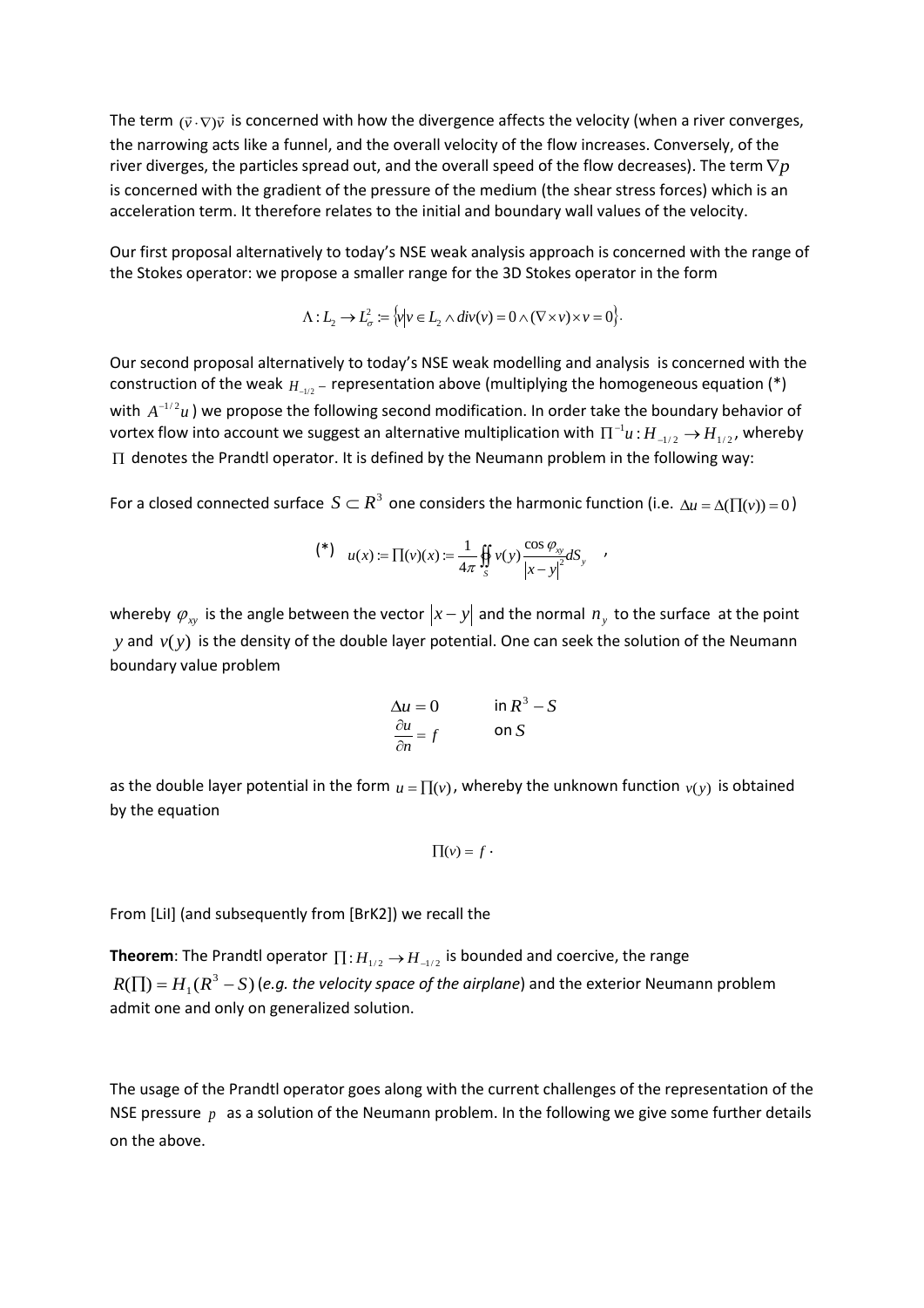The term $(\vec{v}\cdot\nabla)\vec{v}$ is concerned with how the divergence affects the velocity (when a river converges, the narrowing acts like a funnel, and the overall velocity of the flow increases. Conversely, of the river diverges, the particles spread out, and the overall speed of the flow decreases). The term $\nabla p$ is concerned with the gradient of the pressure of the medium (the shear stress forces) which is an acceleration term. It therefore relates to the initial and boundary wall values of the velocity.

Our first proposal alternatively to today's NSE weak analysis approach is concerned with the range of the Stokes operator: we propose a smaller range for the 3D Stokes operator in the form

$$\Lambda : L_2 \to L_\sigma^2 := \{ v | v \in L_2 \wedge div(v) = 0 \wedge (\nabla \times v) \times v = 0 \}.$$

Our second proposal alternatively to today's NSE weak modelling and analysis is concerned with the construction of the weak $H_{-1/2}-$ representation above (multiplying the homogeneous equation (*) with $A^{-1/2}u$) we propose the following second modification. In order take the boundary behavior of vortex flow into account we suggest an alternative multiplication with $\Pi^{-1}u : H_{-1/2} \to H_{1/2}$, whereby $\Pi$ denotes the Prandtl operator. It is defined by the Neumann problem in the following way:

For a closed connected surface $S \subset R^3$ one considers the harmonic function (i.e. $\Delta u = \Delta(\prod(v)) = 0$)

$$(*) \quad u(x) := \prod(v)(x) := \frac{1}{4\pi} \oiint_S v(y) \frac{\cos\varphi_{xy}}{|x-y|^2} dS_y \quad ,$$

whereby $\varphi_{xy}$ is the angle between the vector $|x-y|$ and the normal $n_y$ to the surface at the point $y$ and $v(y)$ is the density of the double layer potential. One can seek the solution of the Neumann boundary value problem

$$\Delta u = 0 \qquad \text{in } R^3 - S$$
$$\frac{\partial u}{\partial n} = f \qquad \text{on } S$$

as the double layer potential in the form $u = \prod(v)$, whereby the unknown function $v(y)$ is obtained by the equation

$$\prod(v) = f \cdot$$

From [LiI] (and subsequently from [BrK2]) we recall the

**Theorem**: The Prandtl operator $\prod : H_{1/2} \to H_{-1/2}$ is bounded and coercive, the range $R(\prod) = H_1(R^3 - S)$ (*e.g. the velocity space of the airplane*) and the exterior Neumann problem admit one and only on generalized solution.

The usage of the Prandtl operator goes along with the current challenges of the representation of the NSE pressure $p$ as a solution of the Neumann problem. In the following we give some further details on the above.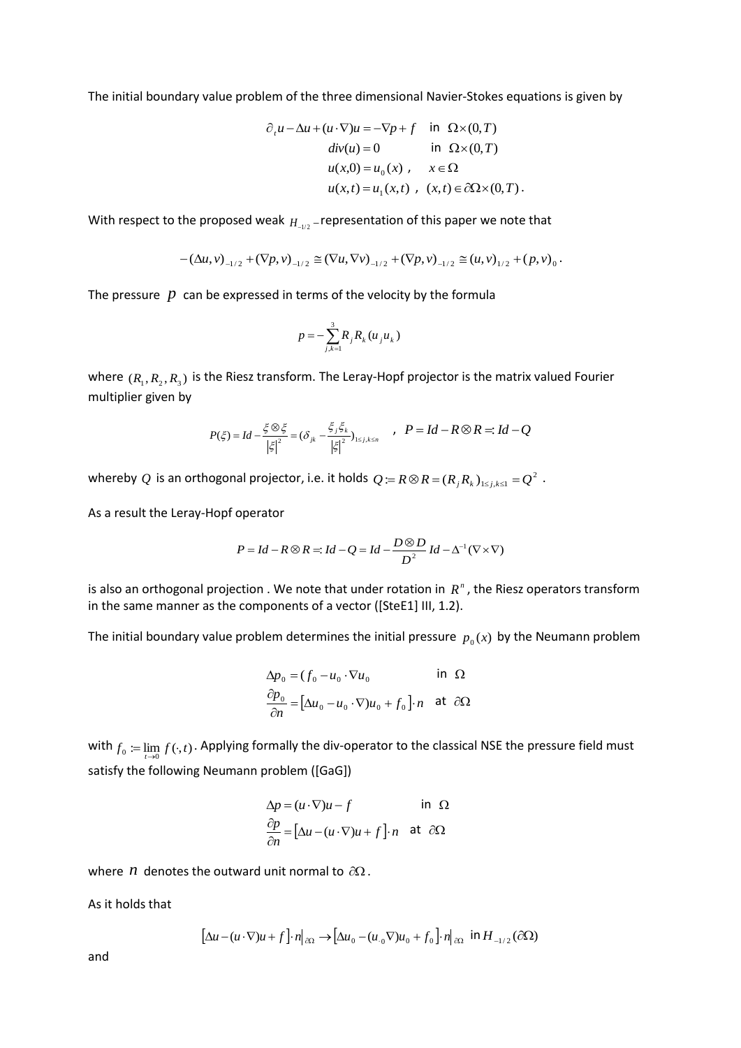The initial boundary value problem of the three dimensional Navier-Stokes equations is given by

$$
\begin{aligned}
\partial_t u - \Delta u + (u \cdot \nabla) u &= -\nabla p + f \quad \text{in } \Omega \times (0,T) \\
div(u) &= 0 \quad \text{in } \Omega \times (0,T) \\
u(x,0) &= u_0(x) \ , \quad x \in \Omega \\
u(x,t) &= u_1(x,t) \ , \ (x,t) \in \partial\Omega \times (0,T) .
\end{aligned}
$$

With respect to the proposed weak $H_{-1/2}$ –representation of this paper we note that

$$
-(\Delta u, v)_{-1/2} + (\nabla p, v)_{-1/2} \cong (\nabla u, \nabla v)_{-1/2} + (\nabla p, v)_{-1/2} \cong (u,v)_{1/2} + (p,v)_0 .
$$

The pressure $p$ can be expressed in terms of the velocity by the formula

$$
p = -\sum_{j,k=1}^{3} R_j R_k (u_j u_k)
$$

where $(R_1, R_2, R_3)$ is the Riesz transform. The Leray-Hopf projector is the matrix valued Fourier multiplier given by

$$
P(\xi) = Id - \frac{\xi \otimes \xi}{|\xi|^2} = (\delta_{jk} - \frac{\xi_j \xi_k}{|\xi|^2})_{1 \le j,k \le n} \quad , \ P = Id - R \otimes R =: Id - Q
$$

whereby $Q$ is an orthogonal projector, i.e. it holds $Q := R \otimes R = (R_j R_k)_{1 \le j,k \le 1} = Q^2$ .

As a result the Leray-Hopf operator

$$
P = Id - R \otimes R =: Id - Q = Id - \frac{D \otimes D}{D^2} Id - \Delta^{-1}(\nabla \times \nabla)
$$

is also an orthogonal projection . We note that under rotation in $R^n$, the Riesz operators transform in the same manner as the components of a vector ([SteE1] III, 1.2).

The initial boundary value problem determines the initial pressure $p_0(x)$ by the Neumann problem

$$
\begin{aligned}
\Delta p_0 &= (f_0 - u_0 \cdot \nabla u_0 \quad \text{in } \Omega \\
\frac{\partial p_0}{\partial n} &= \left[ \Delta u_0 - u_0 \cdot \nabla) u_0 + f_0 \right] \cdot n \quad \text{at } \partial\Omega
\end{aligned}
$$

with $f_0 := \lim_{t \to 0} f(\cdot,t)$. Applying formally the div-operator to the classical NSE the pressure field must satisfy the following Neumann problem ([GaG])

$$
\begin{aligned}
\Delta p &= (u \cdot \nabla) u - f \quad \text{in } \Omega \\
\frac{\partial p}{\partial n} &= \left[ \Delta u - (u \cdot \nabla) u + f \right] \cdot n \quad \text{at } \partial\Omega
\end{aligned}
$$

where $n$ denotes the outward unit normal to $\partial\Omega$.

As it holds that

$$
\left[ \Delta u - (u \cdot \nabla) u + f \right] \cdot n \big|_{\partial\Omega} \to \left[ \Delta u_0 - (u_{\cdot 0} \nabla) u_0 + f_0 \right] \cdot n \big|_{\partial\Omega} \ \text{in } H_{-1/2}(\partial\Omega)
$$

and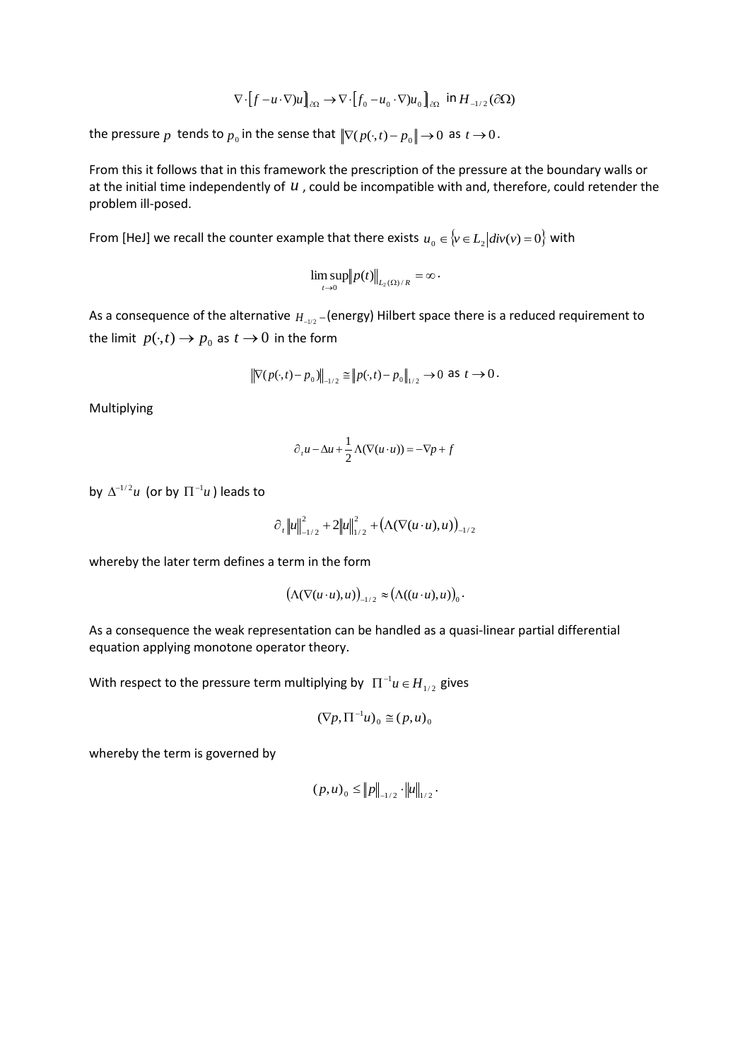$$\nabla\cdot\left[f-u\cdot\nabla)u\right]_{\partial\Omega}\to\nabla\cdot\left[f_0-u_0\cdot\nabla)u_0\right]_{\partial\Omega}\ \text{ in } H_{-1/2}(\partial\Omega)$$

the pressure $p$ tends to $p_0$ in the sense that $\left\|\nabla(p(\cdot,t)-p_0\right\|\to 0$ as $t\to 0$.

From this it follows that in this framework the prescription of the pressure at the boundary walls or at the initial time independently of $u$, could be incompatible with and, therefore, could retender the problem ill-posed.

From [HeJ] we recall the counter example that there exists $u_0\in\{v\in L_2 \mid div(v)=0\}$ with

$$\limsup_{t\to 0}\left\|p(t)\right\|_{L_2(\Omega)/R}=\infty\,.$$

As a consequence of the alternative $H_{-1/2}$–(energy) Hilbert space there is a reduced requirement to the limit $p(\cdot,t)\to p_0$ as $t\to 0$ in the form

$$\left\|\nabla(p(\cdot,t)-p_0)\right\|_{-1/2}\cong\left\|p(\cdot,t)-p_0\right\|_{1/2}\to 0 \text{ as } t\to 0\,.$$

Multiplying

$$\partial_t u-\Delta u+\frac{1}{2}\Lambda(\nabla(u\cdot u))=-\nabla p+f$$

by $\Delta^{-1/2}u$ (or by $\Pi^{-1}u$) leads to

$$\partial_t\left\|u\right\|_{-1/2}^2+2\left\|u\right\|_{1/2}^2+\left(\Lambda(\nabla(u\cdot u),u)\right)_{-1/2}$$

whereby the later term defines a term in the form

$$\left(\Lambda(\nabla(u\cdot u),u)\right)_{-1/2}\approx\left(\Lambda((u\cdot u),u)\right)_0\,.$$

As a consequence the weak representation can be handled as a quasi-linear partial differential equation applying monotone operator theory.

With respect to the pressure term multiplying by $\Pi^{-1}u\in H_{1/2}$ gives

$$(\nabla p,\Pi^{-1}u)_0\cong(p,u)_0$$

whereby the term is governed by

$$(p,u)_0\le\left\|p\right\|_{-1/2}\cdot\left\|u\right\|_{1/2}\,.$$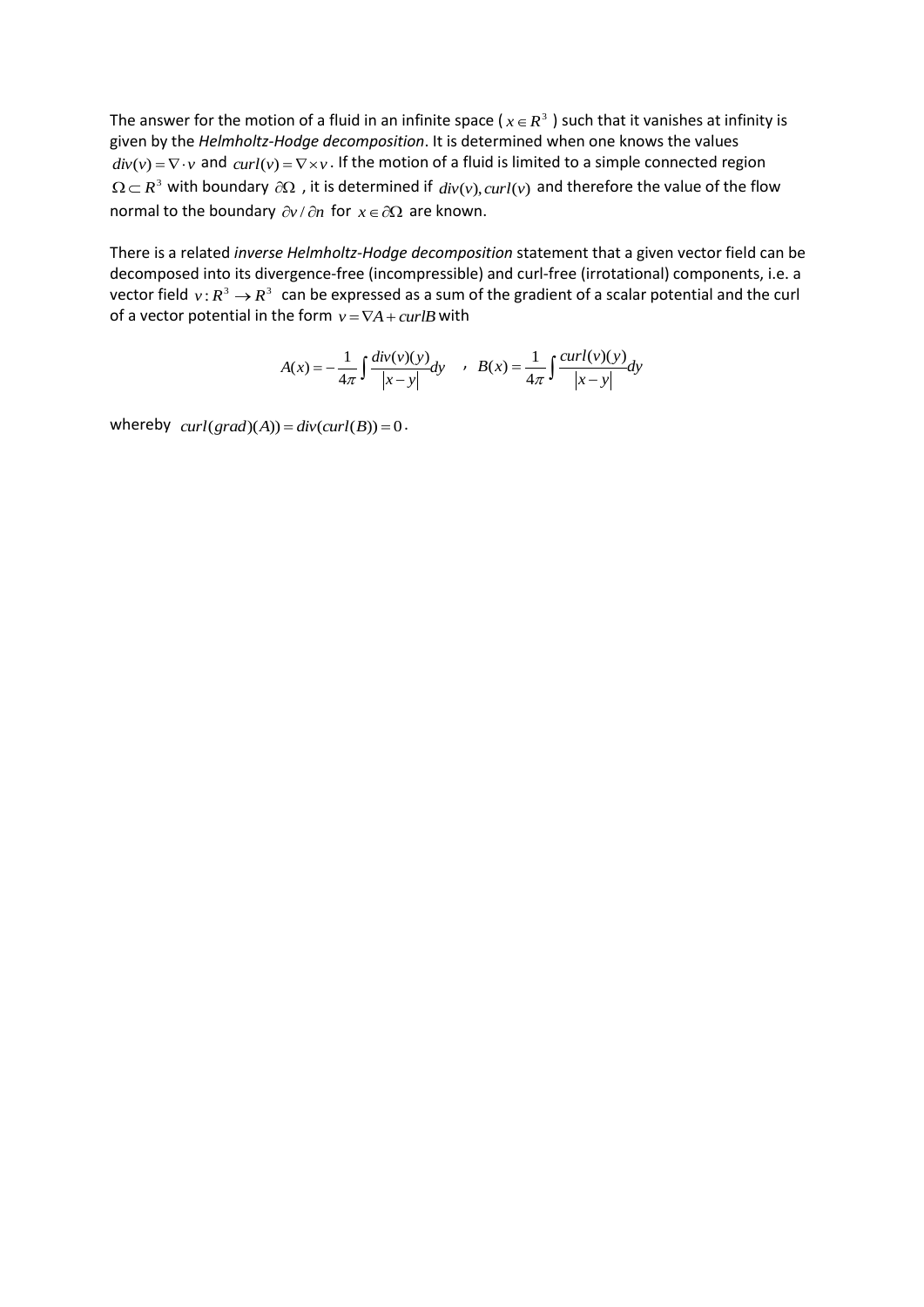The answer for the motion of a fluid in an infinite space ( $x \in R^3$ ) such that it vanishes at infinity is given by the *Helmholtz-Hodge decomposition*. It is determined when one knows the values $div(v) = \nabla \cdot v$ and $curl(v) = \nabla \times v$. If the motion of a fluid is limited to a simple connected region $\Omega \subset R^3$ with boundary $\partial\Omega$ , it is determined if $div(v), curl(v)$ and therefore the value of the flow normal to the boundary $\partial v / \partial n$ for $x \in \partial\Omega$ are known.

There is a related *inverse Helmholtz-Hodge decomposition* statement that a given vector field can be decomposed into its divergence-free (incompressible) and curl-free (irrotational) components, i.e. a vector field $v : R^3 \to R^3$ can be expressed as a sum of the gradient of a scalar potential and the curl of a vector potential in the form $v = \nabla A + curl B$ with

$$A(x) = -\frac{1}{4\pi}\int \frac{div(v)(y)}{|x-y|}dy \quad , \quad B(x) = \frac{1}{4\pi}\int \frac{curl(v)(y)}{|x-y|}dy$$

whereby $curl(grad)(A)) = div(curl(B)) = 0$.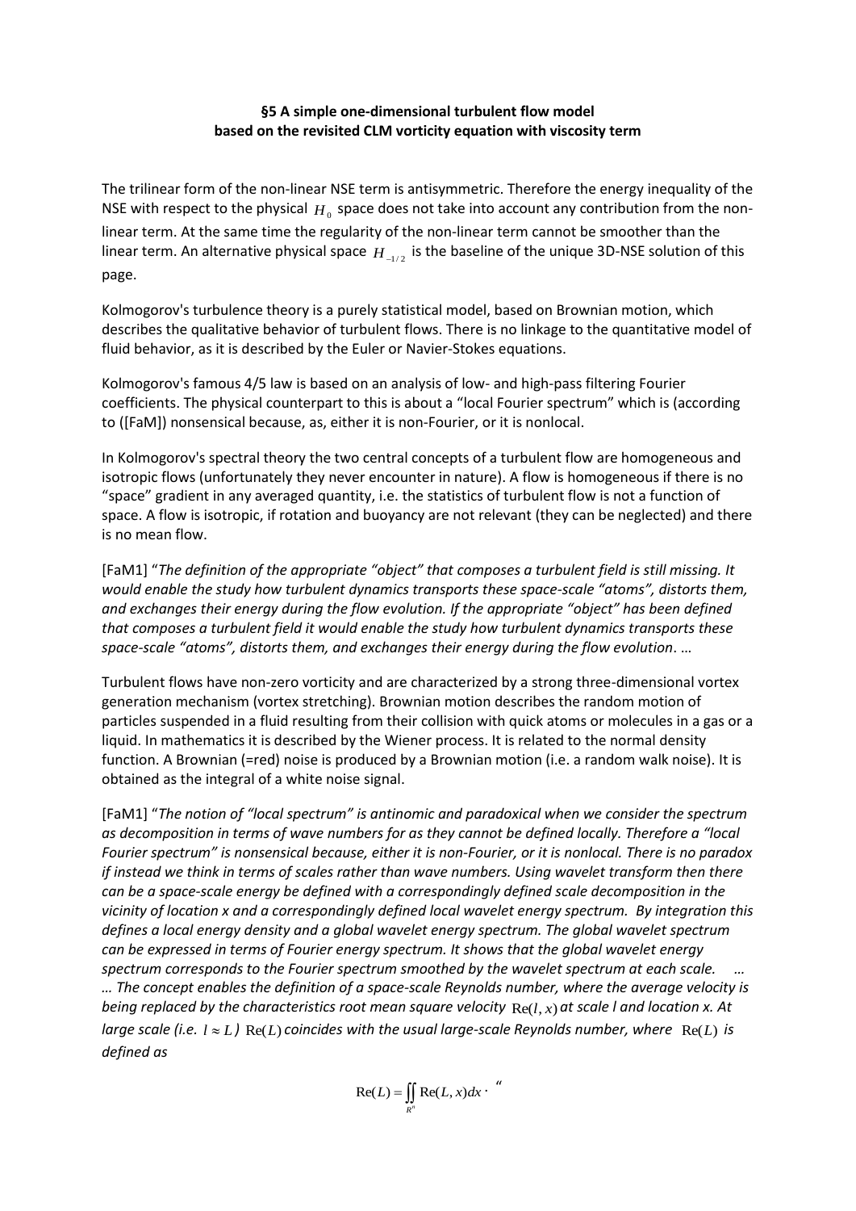**§5 A simple one-dimensional turbulent flow model based on the revisited CLM vorticity equation with viscosity term**

The trilinear form of the non-linear NSE term is antisymmetric. Therefore the energy inequality of the NSE with respect to the physical $H_0$ space does not take into account any contribution from the non-linear term. At the same time the regularity of the non-linear term cannot be smoother than the linear term. An alternative physical space $H_{-1/2}$ is the baseline of the unique 3D-NSE solution of this page.

Kolmogorov's turbulence theory is a purely statistical model, based on Brownian motion, which describes the qualitative behavior of turbulent flows. There is no linkage to the quantitative model of fluid behavior, as it is described by the Euler or Navier-Stokes equations.

Kolmogorov's famous 4/5 law is based on an analysis of low- and high-pass filtering Fourier coefficients. The physical counterpart to this is about a "local Fourier spectrum" which is (according to ([FaM]) nonsensical because, as, either it is non-Fourier, or it is nonlocal.

In Kolmogorov's spectral theory the two central concepts of a turbulent flow are homogeneous and isotropic flows (unfortunately they never encounter in nature). A flow is homogeneous if there is no "space" gradient in any averaged quantity, i.e. the statistics of turbulent flow is not a function of space. A flow is isotropic, if rotation and buoyancy are not relevant (they can be neglected) and there is no mean flow.

[FaM1] "*The definition of the appropriate "object" that composes a turbulent field is still missing. It would enable the study how turbulent dynamics transports these space-scale "atoms", distorts them, and exchanges their energy during the flow evolution. If the appropriate "object" has been defined that composes a turbulent field it would enable the study how turbulent dynamics transports these space-scale "atoms", distorts them, and exchanges their energy during the flow evolution*. …

Turbulent flows have non-zero vorticity and are characterized by a strong three-dimensional vortex generation mechanism (vortex stretching). Brownian motion describes the random motion of particles suspended in a fluid resulting from their collision with quick atoms or molecules in a gas or a liquid. In mathematics it is described by the Wiener process. It is related to the normal density function. A Brownian (=red) noise is produced by a Brownian motion (i.e. a random walk noise). It is obtained as the integral of a white noise signal.

[FaM1] "*The notion of "local spectrum" is antinomic and paradoxical when we consider the spectrum as decomposition in terms of wave numbers for as they cannot be defined locally. Therefore a "local Fourier spectrum" is nonsensical because, either it is non-Fourier, or it is nonlocal. There is no paradox if instead we think in terms of scales rather than wave numbers. Using wavelet transform then there can be a space-scale energy be defined with a correspondingly defined scale decomposition in the vicinity of location x and a correspondingly defined local wavelet energy spectrum. By integration this defines a local energy density and a global wavelet energy spectrum. The global wavelet spectrum can be expressed in terms of Fourier energy spectrum. It shows that the global wavelet energy spectrum corresponds to the Fourier spectrum smoothed by the wavelet spectrum at each scale.* …
*… The concept enables the definition of a space-scale Reynolds number, where the average velocity is being replaced by the characteristics root mean square velocity* $\mathrm{Re}(l,x)$ *at scale l and location x. At large scale (i.e.* $l \approx L$*)* $\mathrm{Re}(L)$ *coincides with the usual large-scale Reynolds number, where* $\mathrm{Re}(L)$ *is defined as*

$$\mathrm{Re}(L) = \iint_{R^n} \mathrm{Re}(L,x)dx \cdot \text{"}$$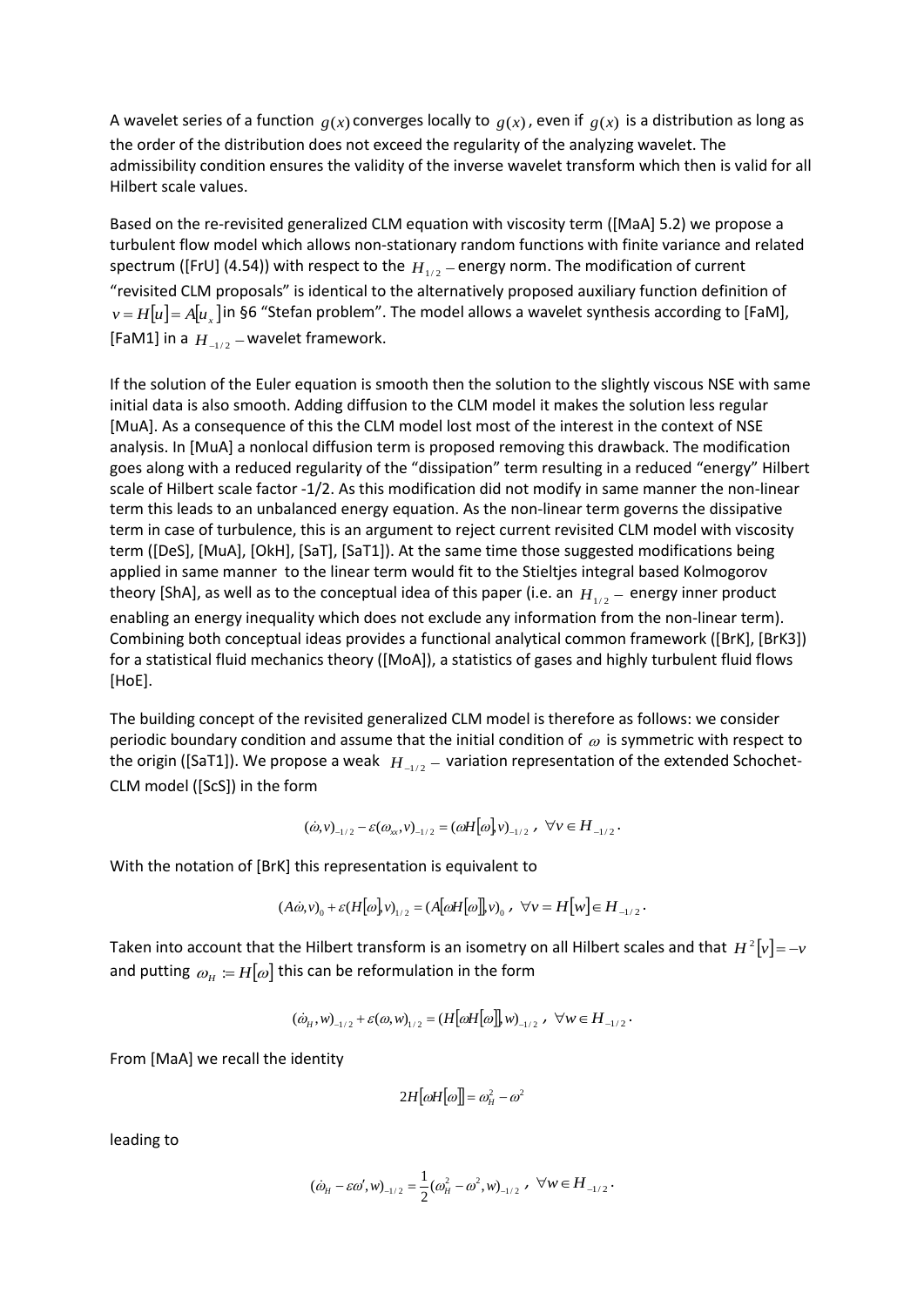A wavelet series of a function $g(x)$ converges locally to $g(x)$, even if $g(x)$ is a distribution as long as the order of the distribution does not exceed the regularity of the analyzing wavelet. The admissibility condition ensures the validity of the inverse wavelet transform which then is valid for all Hilbert scale values.

Based on the re-revisited generalized CLM equation with viscosity term ([MaA] 5.2) we propose a turbulent flow model which allows non-stationary random functions with finite variance and related spectrum ([FrU] (4.54)) with respect to the $H_{1/2}-$energy norm. The modification of current "revisited CLM proposals" is identical to the alternatively proposed auxiliary function definition of $v = H[u] = A[u_x]$ in §6 "Stefan problem". The model allows a wavelet synthesis according to [FaM], [FaM1] in a $H_{-1/2}-$wavelet framework.

If the solution of the Euler equation is smooth then the solution to the slightly viscous NSE with same initial data is also smooth. Adding diffusion to the CLM model it makes the solution less regular [MuA]. As a consequence of this the CLM model lost most of the interest in the context of NSE analysis. In [MuA] a nonlocal diffusion term is proposed removing this drawback. The modification goes along with a reduced regularity of the "dissipation" term resulting in a reduced "energy" Hilbert scale of Hilbert scale factor -1/2. As this modification did not modify in same manner the non-linear term this leads to an unbalanced energy equation. As the non-linear term governs the dissipative term in case of turbulence, this is an argument to reject current revisited CLM model with viscosity term ([DeS], [MuA], [OkH], [SaT], [SaT1]). At the same time those suggested modifications being applied in same manner to the linear term would fit to the Stieltjes integral based Kolmogorov theory [ShA], as well as to the conceptual idea of this paper (i.e. an $H_{1/2}-$ energy inner product enabling an energy inequality which does not exclude any information from the non-linear term). Combining both conceptual ideas provides a functional analytical common framework ([BrK], [BrK3]) for a statistical fluid mechanics theory ([MoA]), a statistics of gases and highly turbulent fluid flows [HoE].

The building concept of the revisited generalized CLM model is therefore as follows: we consider periodic boundary condition and assume that the initial condition of $\omega$ is symmetric with respect to the origin ([SaT1]). We propose a weak $H_{-1/2}-$ variation representation of the extended Schochet-CLM model ([ScS]) in the form

$$(\dot{\omega}, v)_{-1/2} - \varepsilon(\omega_{xx}, v)_{-1/2} = (\omega H[\omega], v)_{-1/2}\ ,\ \ \forall v \in H_{-1/2}\,.$$

With the notation of [BrK] this representation is equivalent to

$$(A\dot{\omega}, v)_0 + \varepsilon(H[\omega], v)_{1/2} = (A[\omega H[\omega]], v)_0\ ,\ \ \forall v = H[w] \in H_{-1/2}\,.$$

Taken into account that the Hilbert transform is an isometry on all Hilbert scales and that $H^2[v] = -v$ and putting $\omega_H := H[\omega]$ this can be reformulation in the form

$$(\dot{\omega}_H, w)_{-1/2} + \varepsilon(\omega, w)_{1/2} = (H[\omega H[\omega]], w)_{-1/2}\ ,\ \ \forall w \in H_{-1/2}\,.$$

From [MaA] we recall the identity

$$2H[\omega H[\omega]] = \omega_H^2 - \omega^2$$

leading to

$$(\dot{\omega}_H - \varepsilon\omega', w)_{-1/2} = \frac{1}{2}(\omega_H^2 - \omega^2, w)_{-1/2}\ ,\ \ \forall w \in H_{-1/2}\,.$$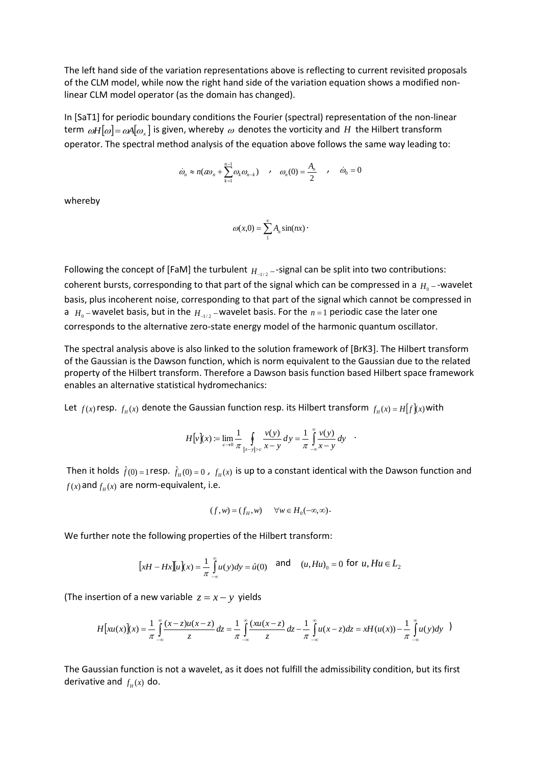The left hand side of the variation representations above is reflecting to current revisited proposals of the CLM model, while now the right hand side of the variation equation shows a modified non-linear CLM model operator (as the domain has changed).

In [SaT1] for periodic boundary conditions the Fourier (spectral) representation of the non-linear term $\omega H[\omega] = \omega A[\omega_x]$ is given, whereby $\omega$ denotes the vorticity and $H$ the Hilbert transform operator. The spectral method analysis of the equation above follows the same way leading to:

$$\dot{\omega}_n \approx n(a\omega_n + \sum_{k=1}^{n-1} \omega_k \omega_{n-k}) \quad , \quad \omega_n(0) = \frac{A_n}{2} \quad , \quad \dot{\omega}_0 = 0$$

whereby

$$\omega(x,0) = \sum_{1}^{\infty} A_n \sin(nx) \cdot$$

Following the concept of [FaM] the turbulent $H_{-1/2}$ –-signal can be split into two contributions: coherent bursts, corresponding to that part of the signal which can be compressed in a $H_0$ –-wavelet basis, plus incoherent noise, corresponding to that part of the signal which cannot be compressed in a $H_0$ – wavelet basis, but in the $H_{-1/2}$ – wavelet basis. For the $n=1$ periodic case the later one corresponds to the alternative zero-state energy model of the harmonic quantum oscillator.

The spectral analysis above is also linked to the solution framework of [BrK3]. The Hilbert transform of the Gaussian is the Dawson function, which is norm equivalent to the Gaussian due to the related property of the Hilbert transform. Therefore a Dawson basis function based Hilbert space framework enables an alternative statistical hydromechanics:

Let $f(x)$ resp. $f_H(x)$ denote the Gaussian function resp. its Hilbert transform $f_H(x) = H[f](x)$ with

$$H[v](x) := \lim_{\varepsilon \to 0} \frac{1}{\pi} \oint_{|x-y|>\varepsilon} \frac{v(y)}{x-y} dy = \frac{1}{\pi} \int_{-\infty}^{\infty} \frac{v(y)}{x-y} dy \quad .$$

Then it holds $\hat{f}(0) = 1$ resp. $\hat{f}_H(0) = 0$ , $f_H(x)$ is up to a constant identical with the Dawson function and $f(x)$ and $f_H(x)$ are norm-equivalent, i.e.

$$(f, w) = (f_H, w) \quad \forall w \in H_0(-\infty, \infty) \cdot$$

We further note the following properties of the Hilbert transform:

$$[xH - Hx][u](x) = \frac{1}{\pi} \int_{-\infty}^{\infty} u(y) dy = \hat{u}(0) \quad \text{and} \quad (u, Hu)_0 = 0 \text{ for } u, Hu \in L_2$$

(The insertion of a new variable $z = x - y$ yields

$$H[xu(x)](x) = \frac{1}{\pi} \int_{-\infty}^{\infty} \frac{(x-z)u(x-z)}{z} dz = \frac{1}{\pi} \int_{-\infty}^{\infty} \frac{(xu(x-z)}{z} dz - \frac{1}{\pi} \int_{-\infty}^{\infty} u(x-z) dz = xH(u(x)) - \frac{1}{\pi} \int_{-\infty}^{\infty} u(y) dy \ )$$

The Gaussian function is not a wavelet, as it does not fulfill the admissibility condition, but its first derivative and $f_H(x)$ do.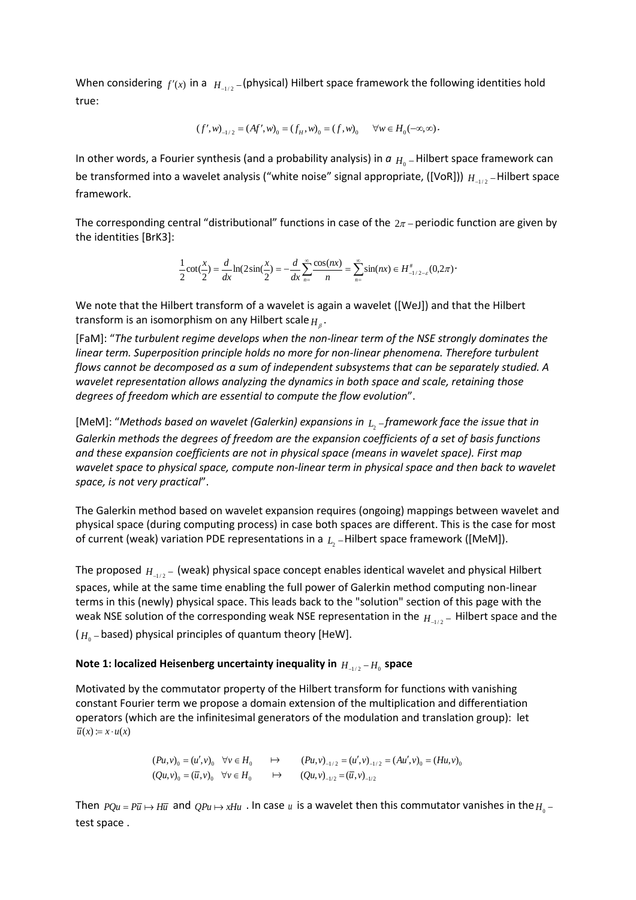When considering $f'(x)$ in a $H_{-1/2}-$(physical) Hilbert space framework the following identities hold true:

$$(f',w)_{-1/2}=(Af',w)_0=(f_H,w)_0=(f,w)_0 \quad \forall w\in H_0(-\infty,\infty).$$

In other words, a Fourier synthesis (and a probability analysis) in *a* $H_0-$Hilbert space framework can be transformed into a wavelet analysis ("white noise" signal appropriate, ([VoR])) $H_{-1/2}-$Hilbert space framework.

The corresponding central "distributional" functions in case of the $2\pi-$periodic function are given by the identities [BrK3]:

$$\frac{1}{2}\cot(\frac{x}{2})=\frac{d}{dx}\ln(2\sin(\frac{x}{2})=-\frac{d}{dx}\sum_{n=}^{\infty}\frac{\cos(nx)}{n}=\sum_{n=}^{\infty}\sin(nx)\in H^{\#}_{-1/2-\varepsilon}(0,2\pi).$$

We note that the Hilbert transform of a wavelet is again a wavelet ([WeJ]) and that the Hilbert transform is an isomorphism on any Hilbert scale $H_\beta$.

[FaM]: "*The turbulent regime develops when the non-linear term of the NSE strongly dominates the linear term. Superposition principle holds no more for non-linear phenomena. Therefore turbulent flows cannot be decomposed as a sum of independent subsystems that can be separately studied. A wavelet representation allows analyzing the dynamics in both space and scale, retaining those degrees of freedom which are essential to compute the flow evolution*".

[MeM]: "*Methods based on wavelet (Galerkin) expansions in $L_2-$framework face the issue that in Galerkin methods the degrees of freedom are the expansion coefficients of a set of basis functions and these expansion coefficients are not in physical space (means in wavelet space). First map wavelet space to physical space, compute non-linear term in physical space and then back to wavelet space, is not very practical*".

The Galerkin method based on wavelet expansion requires (ongoing) mappings between wavelet and physical space (during computing process) in case both spaces are different. This is the case for most of current (weak) variation PDE representations in a $L_2-$Hilbert space framework ([MeM]).

The proposed $H_{-1/2}-$ (weak) physical space concept enables identical wavelet and physical Hilbert spaces, while at the same time enabling the full power of Galerkin method computing non-linear terms in this (newly) physical space. This leads back to the "solution" section of this page with the weak NSE solution of the corresponding weak NSE representation in the $H_{-1/2}-$ Hilbert space and the ($H_0-$based) physical principles of quantum theory [HeW].

**Note 1: localized Heisenberg uncertainty inequality in $H_{-1/2}-H_0$ space**

Motivated by the commutator property of the Hilbert transform for functions with vanishing constant Fourier term we propose a domain extension of the multiplication and differentiation operators (which are the infinitesimal generators of the modulation and translation group): let $\bar{u}(x):=x\cdot u(x)$

$$(Pu,v)_0=(u',v)_0 \quad \forall v\in H_0 \qquad \mapsto \qquad (Pu,v)_{-1/2}=(u',v)_{-1/2}=(Au',v)_0=(Hu,v)_0$$
$$(Qu,v)_0=(\bar{u},v)_0 \quad \forall v\in H_0 \qquad \mapsto \qquad (Qu,v)_{-1/2}=(\bar{u},v)_{-1/2}$$

Then $PQu=P\bar{u}\mapsto H\bar{u}$ and $QPu\mapsto xHu$ . In case $u$ is a wavelet then this commutator vanishes in the $H_0-$ test space .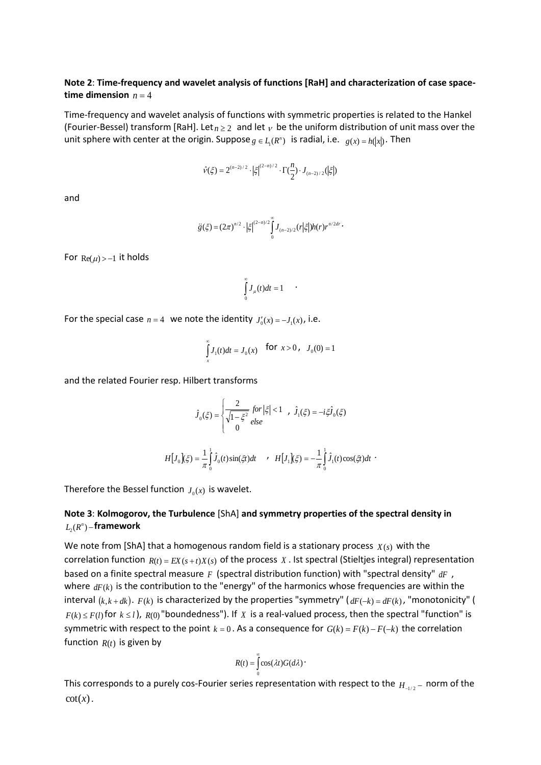**Note 2**: **Time-frequency and wavelet analysis of functions [RaH] and characterization of case space-time dimension** $n = 4$

Time-frequency and wavelet analysis of functions with symmetric properties is related to the Hankel (Fourier-Bessel) transform [RaH]. Let $n \geq 2$ and let $\nu$ be the uniform distribution of unit mass over the unit sphere with center at the origin. Suppose $g \in L_1(R^n)$ is radial, i.e. $g(x) = h(|x|)$. Then

$$\hat{\nu}(\xi) = 2^{(n-2)/2} \cdot |\xi|^{(2-n)/2} \cdot \Gamma(\frac{n}{2}) \cdot J_{(n-2)/2}(|\xi|)$$

and

$$\hat{g}(\xi) = (2\pi)^{n/2} \cdot |\xi|^{(2-n)/2} \int_0^\infty J_{(n-2)/2}(r|\xi|) h(r) r^{n/2dr} .$$

For $\mathrm{Re}(\mu) > -1$ it holds

$$\int_0^\infty J_\mu(t)dt = 1 \quad .$$

For the special case $n = 4$ we note the identity $J_0'(x) = -J_1(x)$, i.e.

$$\int_x^\infty J_1(t)dt = J_0(x) \quad \text{for } x > 0 , \quad J_0(0) = 1$$

and the related Fourier resp. Hilbert transforms

$$\hat{J}_0(\xi) = \begin{cases} \frac{2}{\sqrt{1-\xi^2}} & for \ |\xi| < 1 \\ 0 & else \end{cases} \quad , \ \hat{J}_1(\xi) = -i\xi \hat{J}_0(\xi)$$

$$H[J_0](\xi) = \frac{1}{\pi} \int_0^1 \hat{J}_0(t) \sin(\xi t) dt \quad , \quad H[J_1](\xi) = -\frac{1}{\pi} \int_0^1 \hat{J}_1(t) \cos(\xi t) dt \ .$$

Therefore the Bessel function $J_0(x)$ is wavelet.

**Note 3**: **Kolmogorov, the Turbulence** [ShA] **and symmetry properties of the spectral density in** $L_2(R^n)$**–framework**

We note from [ShA] that a homogenous random field is a stationary process $X(s)$ with the correlation function $R(t) = EX(s+t)X(s)$ of the process $X$. Ist spectral (Stieltjes integral) representation based on a finite spectral measure $F$ (spectral distribution function) with "spectral density" $dF$, where $dF(k)$ is the contribution to the "energy" of the harmonics whose frequencies are within the interval $(k, k+dk)$. $F(k)$ is characterized by the properties "symmetry" ($dF(-k) = dF(k)$, "monotonicity" ($F(k) \leq F(l)$ for $k \leq l$), $R(0)$ "boundedness"). If $X$ is a real-valued process, then the spectral "function" is symmetric with respect to the point $k = 0$. As a consequence for $G(k) = F(k) - F(-k)$ the correlation function $R(t)$ is given by

$$R(t) = \int_0^\infty \cos(\lambda t) G(d\lambda) \cdot$$

This corresponds to a purely cos-Fourier series representation with respect to the $H_{-1/2}-$ norm of the $\cot(x)$.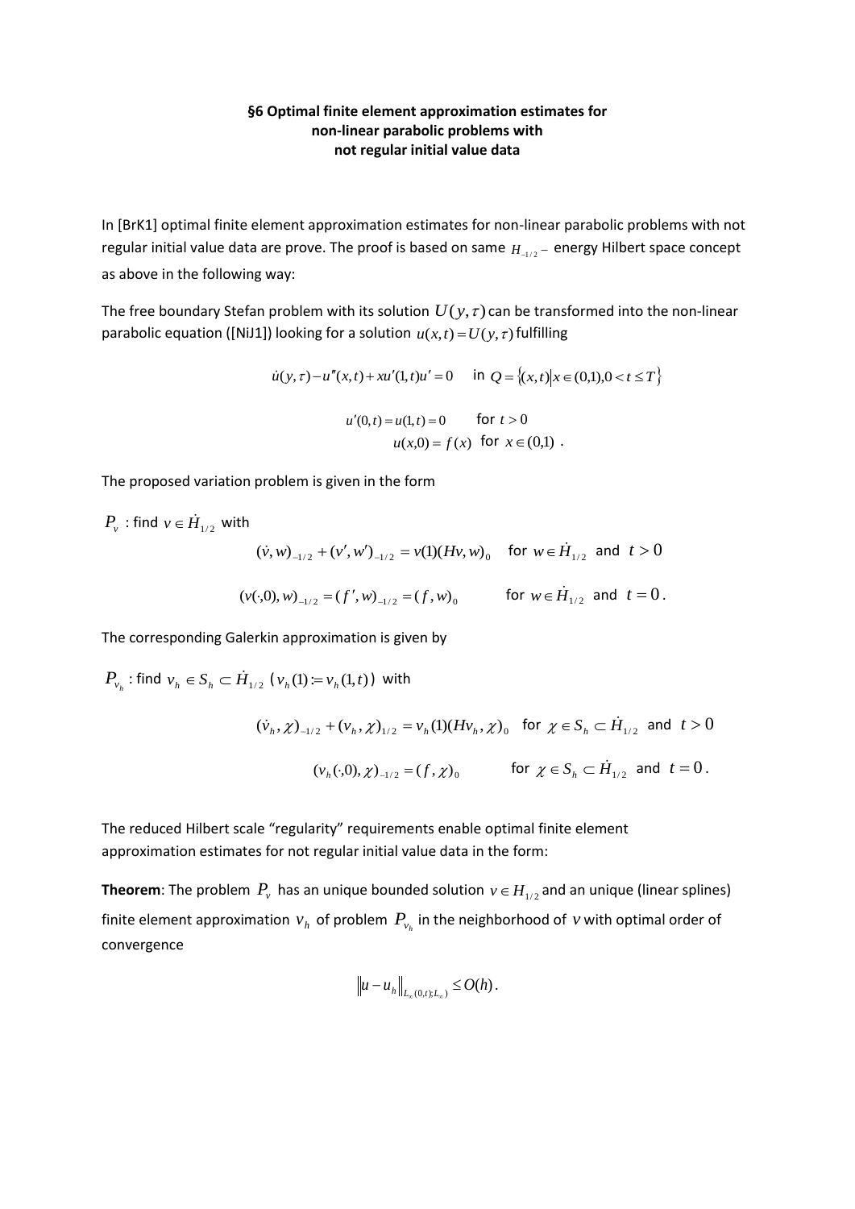**§6 Optimal finite element approximation estimates for non-linear parabolic problems with not regular initial value data**

In [BrK1] optimal finite element approximation estimates for non-linear parabolic problems with not regular initial value data are prove. The proof is based on same $H_{-1/2}-$ energy Hilbert space concept as above in the following way:

The free boundary Stefan problem with its solution $U(y,\tau)$ can be transformed into the non-linear parabolic equation ([NiJ1]) looking for a solution $u(x,t)=U(y,\tau)$ fulfilling

$$\dot{u}(y,\tau)-u''(x,t)+xu'(1,t)u'=0 \quad \text{in } Q=\{(x,t)|x\in(0,1),0<t\leq T\}$$

$$u'(0,t)=u(1,t)=0 \quad \text{for } t>0$$

$$u(x,0)=f(x) \quad \text{for } x\in(0,1) \ .$$

The proposed variation problem is given in the form

$P_v$ : find $v\in \dot{H}_{1/2}$ with

$$(\dot{v},w)_{-1/2}+(v',w')_{-1/2}=v(1)(Hv,w)_0 \quad \text{for } w\in \dot{H}_{1/2} \text{ and } t>0$$

$$(v(\cdot,0),w)_{-1/2}=(f',w)_{-1/2}=(f,w)_0 \quad \text{for } w\in \dot{H}_{1/2} \text{ and } t=0 .$$

The corresponding Galerkin approximation is given by

$P_{v_h}$ : find $v_h\in S_h\subset \dot{H}_{1/2}$ ($v_h(1):=v_h(1,t)$) with

$$(\dot{v}_h,\chi)_{-1/2}+(v_h,\chi)_{1/2}=v_h(1)(Hv_h,\chi)_0 \quad \text{for } \chi\in S_h\subset \dot{H}_{1/2} \text{ and } t>0$$

$$(v_h(\cdot,0),\chi)_{-1/2}=(f,\chi)_0 \quad \text{for } \chi\in S_h\subset \dot{H}_{1/2} \text{ and } t=0 .$$

The reduced Hilbert scale "regularity" requirements enable optimal finite element approximation estimates for not regular initial value data in the form:

**Theorem**: The problem $P_v$ has an unique bounded solution $v\in H_{1/2}$ and an unique (linear splines) finite element approximation $v_h$ of problem $P_{v_h}$ in the neighborhood of $v$ with optimal order of convergence

$$\|u-u_h\|_{L_\infty(0,t);L_\infty)}\leq O(h) .$$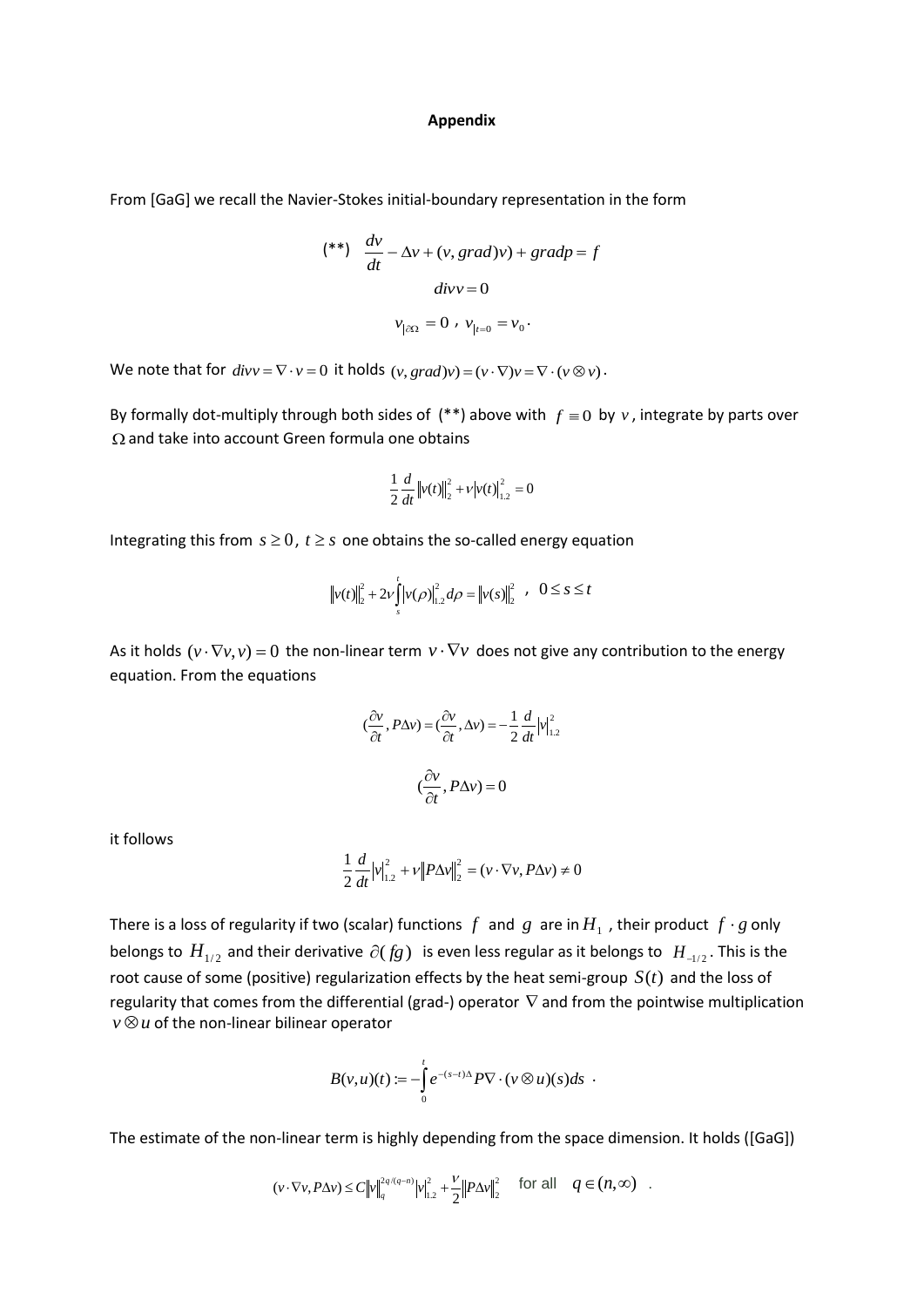**Appendix**

From [GaG] we recall the Navier-Stokes initial-boundary representation in the form

$$(**)\quad \frac{dv}{dt}-\Delta v+(v,grad)v)+gradp=f$$

$$divv=0$$

$$v_{|\partial\Omega}=0\ ,\ v_{|t=0}=v_0\,.$$

We note that for $divv=\nabla\cdot v=0$ it holds $(v,grad)v)=(v\cdot\nabla)v=\nabla\cdot(v\otimes v)$.

By formally dot-multiply through both sides of (**) above with $f\equiv 0$ by $v$, integrate by parts over $\Omega$ and take into account Green formula one obtains

$$\frac{1}{2}\frac{d}{dt}\|v(t)\|_2^2+\nu|v(t)|_{1,2}^2=0$$

Integrating this from $s\geq 0$, $t\geq s$ one obtains the so-called energy equation

$$\|v(t)\|_2^2+2\nu\int_s^t|v(\rho)|_{1,2}^2d\rho=\|v(s)\|_2^2\quad,\quad 0\leq s\leq t$$

As it holds $(v\cdot\nabla v,v)=0$ the non-linear term $v\cdot\nabla v$ does not give any contribution to the energy equation. From the equations

$$(\frac{\partial v}{\partial t},P\Delta v)=(\frac{\partial v}{\partial t},\Delta v)=-\frac{1}{2}\frac{d}{dt}|v|_{1,2}^2$$

$$(\frac{\partial v}{\partial t},P\Delta v)=0$$

it follows

$$\frac{1}{2}\frac{d}{dt}|v|_{1,2}^2+\nu\|P\Delta v\|_2^2=(v\cdot\nabla v,P\Delta v)\neq 0$$

There is a loss of regularity if two (scalar) functions $f$ and $g$ are in $H_1$, their product $f\cdot g$ only belongs to $H_{1/2}$ and their derivative $\partial(fg)$ is even less regular as it belongs to $H_{-1/2}$. This is the root cause of some (positive) regularization effects by the heat semi-group $S(t)$ and the loss of regularity that comes from the differential (grad-) operator $\nabla$ and from the pointwise multiplication $v\otimes u$ of the non-linear bilinear operator

$$B(v,u)(t):=-\int_0^t e^{-(s-t)\Delta}P\nabla\cdot(v\otimes u)(s)ds\ .$$

The estimate of the non-linear term is highly depending from the space dimension. It holds ([GaG])

$$(v\cdot\nabla v,P\Delta v)\leq C\|v\|_q^{2q/(q-n)}|v|_{1,2}^2+\frac{\nu}{2}\|P\Delta v\|_2^2\quad \text{for all}\quad q\in(n,\infty)\ .$$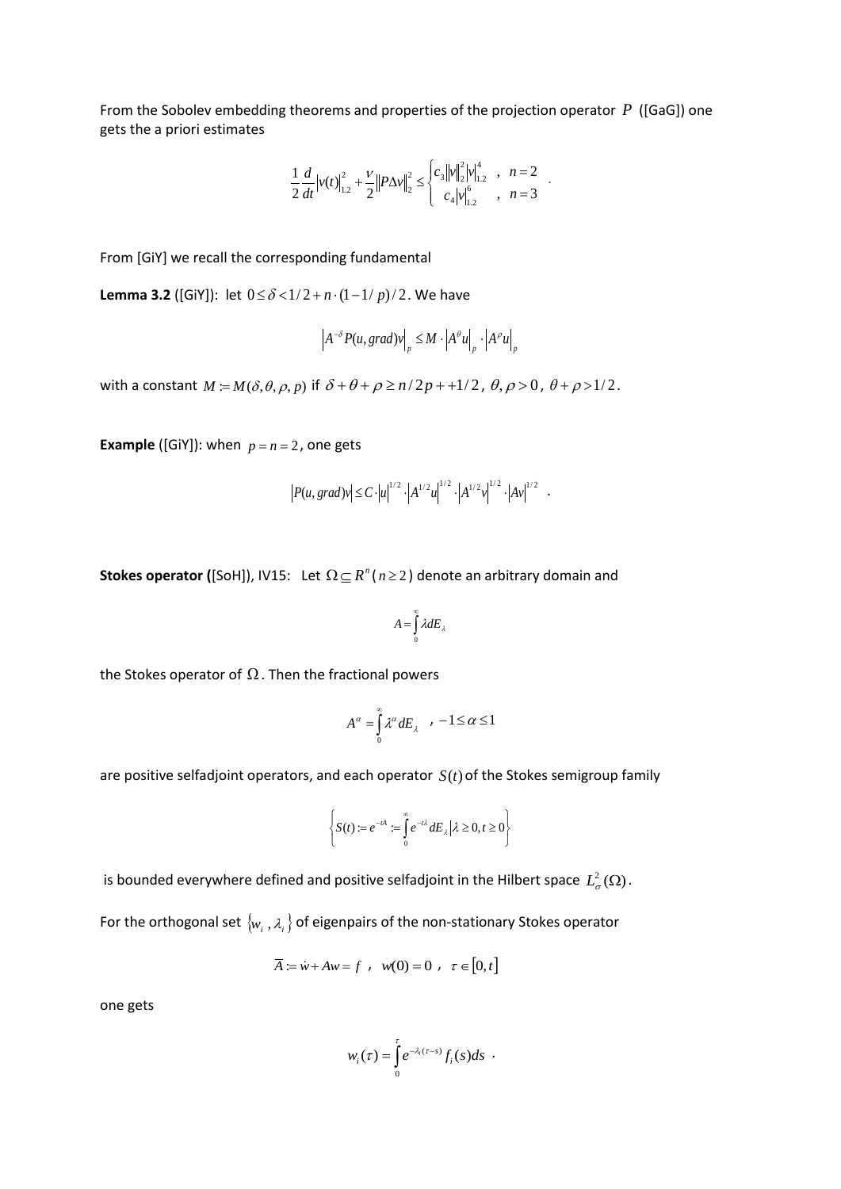From the Sobolev embedding theorems and properties of the projection operator $P$ ([GaG]) one gets the a priori estimates

$$\frac{1}{2}\frac{d}{dt}|v(t)|_{1.2}^2 + \frac{\nu}{2}\|P\Delta v\|_2^2 \le \begin{cases} c_3\|v\|_2^2|v|_{1.2}^4 & , \quad n=2 \\ c_4|v|_{1.2}^6 & , \quad n=3 \end{cases} .$$

From [GiY] we recall the corresponding fundamental

**Lemma 3.2** ([GiY]): let $0 \le \delta < 1/2 + n\cdot(1-1/p)/2$. We have

$$\left|A^{-\delta}P(u,grad)v\right|_p \le M \cdot \left|A^{\theta}u\right|_p \cdot \left|A^{\rho}u\right|_p$$

with a constant $M := M(\delta,\theta,\rho,p)$ if $\delta+\theta+\rho \ge n/2p++1/2$, $\theta,\rho>0$, $\theta+\rho>1/2$.

**Example** ([GiY]): when $p=n=2$, one gets

$$|P(u,grad)v| \le C\cdot|u|^{1/2}\cdot\left|A^{1/2}u\right|^{1/2}\cdot\left|A^{1/2}v\right|^{1/2}\cdot|Av|^{1/2} \quad .$$

**Stokes operator (**[SoH]), IV15: Let $\Omega \subseteq R^n$ ($n\ge 2$) denote an arbitrary domain and

$$A = \int_0^\infty \lambda dE_\lambda$$

the Stokes operator of $\Omega$. Then the fractional powers

$$A^\alpha = \int_0^\infty \lambda^\alpha dE_\lambda \quad , -1 \le \alpha \le 1$$

are positive selfadjoint operators, and each operator $S(t)$ of the Stokes semigroup family

$$\left\{ S(t) := e^{-tA} := \int_0^\infty e^{-t\lambda} dE_\lambda \middle| \lambda \ge 0, t \ge 0 \right\}$$

is bounded everywhere defined and positive selfadjoint in the Hilbert space $L_\sigma^2(\Omega)$.

For the orthogonal set $\{w_i, \lambda_i\}$ of eigenpairs of the non-stationary Stokes operator

$$\overline{A} := \dot{w} + Aw = f \ , \ w(0)=0 \ , \ \tau \in [0,t]$$

one gets

$$w_i(\tau) = \int_0^\tau e^{-\lambda_i(\tau - s)} f_i(s) ds \ .$$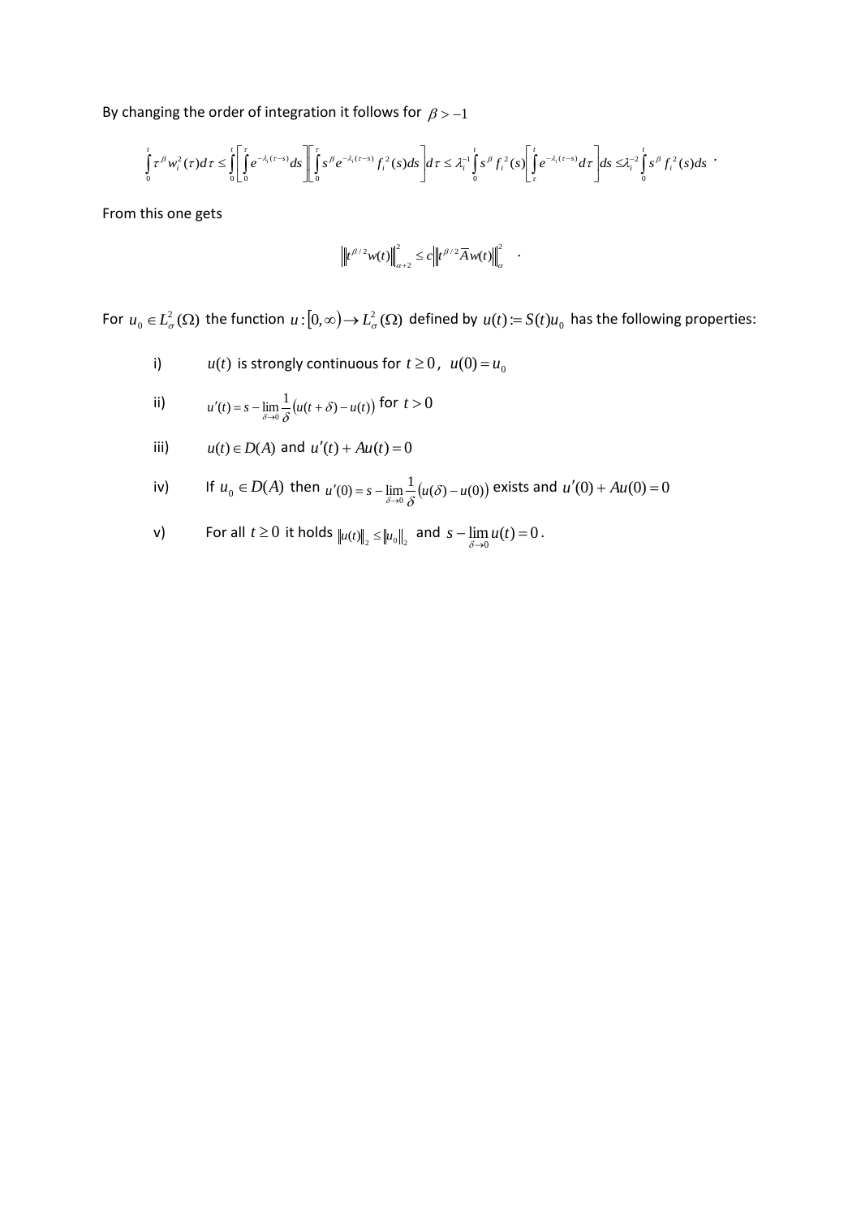By changing the order of integration it follows for $\beta > -1$

$$\int_0^t \tau^\beta w_i^2(\tau)d\tau \le \int_0^t \left[\int_0^\tau e^{-\lambda_i(\tau-s)}ds\right]\left[\int_0^\tau s^\beta e^{-\lambda_i(\tau-s)} f_i^2(s)ds\right]d\tau \le \lambda_i^{-1}\int_0^t s^\beta f_i^2(s)\left[\int_\tau^t e^{-\lambda_i(\tau-s)}d\tau\right]ds \le \lambda_i^{-2}\int_0^t s^\beta f_i^2(s)ds \; .$$

From this one gets

$$\left\|t^{\beta/2}w(t)\right\|_{\alpha+2}^2 \le c\left\|t^{\beta/2}\overline{A}w(t)\right\|_\alpha^2 \; .$$

For $u_0 \in L_\sigma^2(\Omega)$ the function $u:[0,\infty) \to L_\sigma^2(\Omega)$ defined by $u(t) := S(t)u_0$ has the following properties:

i) $u(t)$ is strongly continuous for $t \ge 0$, $u(0) = u_0$

ii) $u'(t) = s - \lim_{\delta\to 0}\frac{1}{\delta}\left(u(t+\delta) - u(t)\right)$ for $t > 0$

iii) $u(t) \in D(A)$ and $u'(t) + Au(t) = 0$

iv) If $u_0 \in D(A)$ then $u'(0) = s - \lim_{\delta\to 0}\frac{1}{\delta}\left(u(\delta) - u(0)\right)$ exists and $u'(0) + Au(0) = 0$

v) For all $t \ge 0$ it holds $\|u(t)\|_2 \le \|u_0\|_2$ and $s - \lim_{\delta\to 0} u(t) = 0$.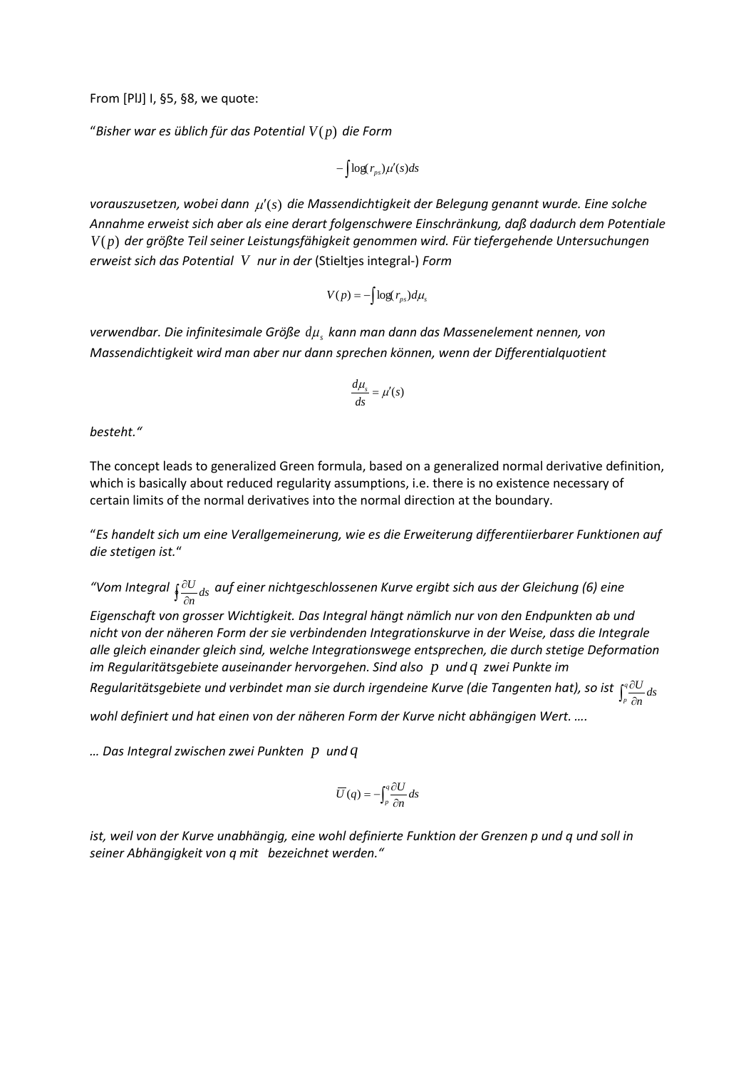From [PlJ] I, §5, §8, we quote:

"*Bisher war es üblich für das Potential $V(p)$ die Form*

$$-\int \log(r_{ps})\mu'(s)ds$$

*vorauszusetzen, wobei dann $\mu'(s)$ die Massendichtigkeit der Belegung genannt wurde. Eine solche Annahme erweist sich aber als eine derart folgenschwere Einschränkung, daß dadurch dem Potentiale $V(p)$ der größte Teil seiner Leistungsfähigkeit genommen wird. Für tiefergehende Untersuchungen erweist sich das Potential $V$ nur in der* (Stieltjes integral-) *Form*

$$V(p) = -\int \log(r_{ps})d\mu_s$$

*verwendbar. Die infinitesimale Größe $d\mu_s$ kann man dann das Massenelement nennen, von Massendichtigkeit wird man aber nur dann sprechen können, wenn der Differentialquotient*

$$\frac{d\mu_s}{ds} = \mu'(s)$$

*besteht."*

The concept leads to generalized Green formula, based on a generalized normal derivative definition, which is basically about reduced regularity assumptions, i.e. there is no existence necessary of certain limits of the normal derivatives into the normal direction at the boundary.

"*Es handelt sich um eine Verallgemeinerung, wie es die Erweiterung differentiierbarer Funktionen auf die stetigen ist.*"

*"Vom Integral $\oint \frac{\partial U}{\partial n}ds$ auf einer nichtgeschlossenen Kurve ergibt sich aus der Gleichung (6) eine Eigenschaft von grosser Wichtigkeit. Das Integral hängt nämlich nur von den Endpunkten ab und nicht von der näheren Form der sie verbindenden Integrationskurve in der Weise, dass die Integrale alle gleich einander gleich sind, welche Integrationswege entsprechen, die durch stetige Deformation im Regularitätsgebiete auseinander hervorgehen. Sind also $p$ und $q$ zwei Punkte im Regularitätsgebiete und verbindet man sie durch irgendeine Kurve (die Tangenten hat), so ist $\int_p^q \frac{\partial U}{\partial n}ds$ wohl definiert und hat einen von der näheren Form der Kurve nicht abhängigen Wert. ….*

*… Das Integral zwischen zwei Punkten $p$ und $q$*

$$\overline{U}(q) = -\int_p^q \frac{\partial U}{\partial n}ds$$

*ist, weil von der Kurve unabhängig, eine wohl definierte Funktion der Grenzen p und q und soll in seiner Abhängigkeit von q mit bezeichnet werden."*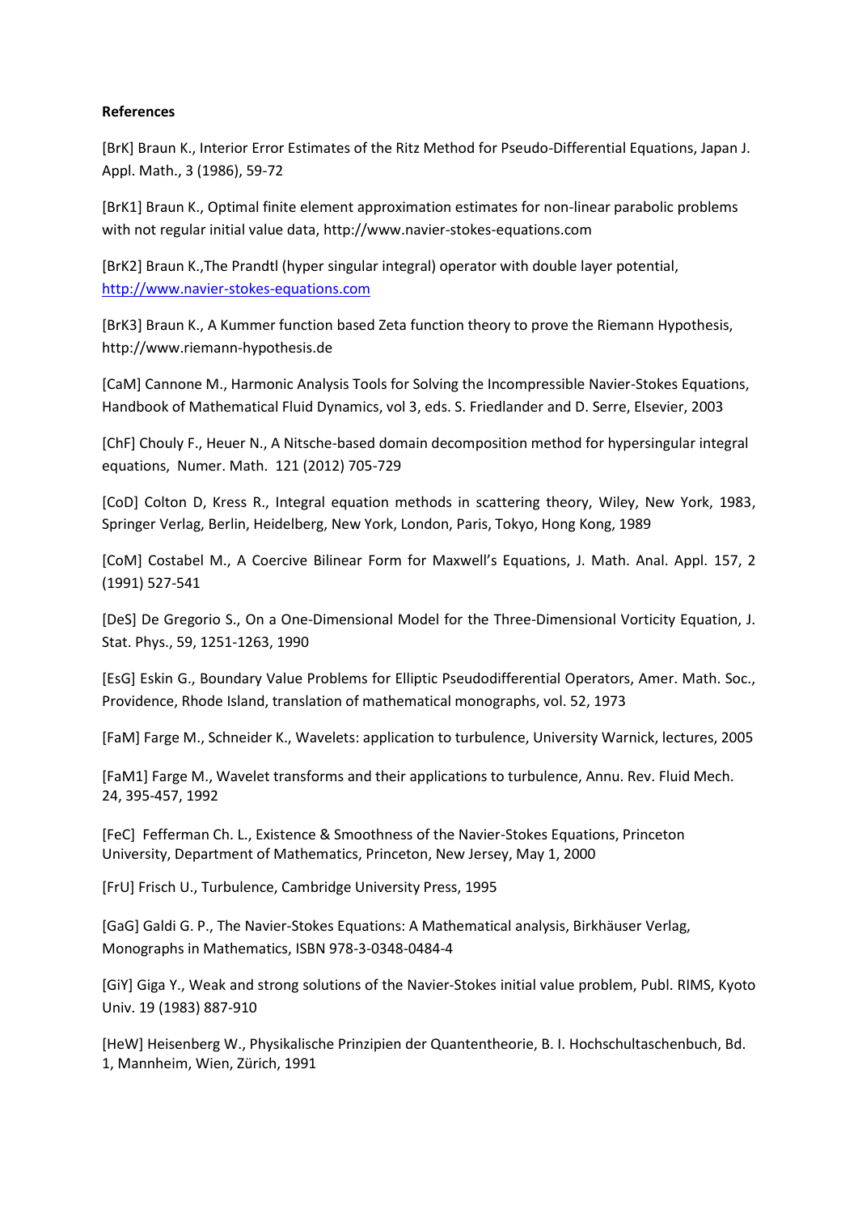**References**

[BrK] Braun K., Interior Error Estimates of the Ritz Method for Pseudo-Differential Equations, Japan J. Appl. Math., 3 (1986), 59-72

[BrK1] Braun K., Optimal finite element approximation estimates for non-linear parabolic problems with not regular initial value data, http://www.navier-stokes-equations.com

[BrK2] Braun K.,The Prandtl (hyper singular integral) operator with double layer potential, http://www.navier-stokes-equations.com

[BrK3] Braun K., A Kummer function based Zeta function theory to prove the Riemann Hypothesis, http://www.riemann-hypothesis.de

[CaM] Cannone M., Harmonic Analysis Tools for Solving the Incompressible Navier-Stokes Equations, Handbook of Mathematical Fluid Dynamics, vol 3, eds. S. Friedlander and D. Serre, Elsevier, 2003

[ChF] Chouly F., Heuer N., A Nitsche-based domain decomposition method for hypersingular integral equations, Numer. Math. 121 (2012) 705-729

[CoD] Colton D, Kress R., Integral equation methods in scattering theory, Wiley, New York, 1983, Springer Verlag, Berlin, Heidelberg, New York, London, Paris, Tokyo, Hong Kong, 1989

[CoM] Costabel M., A Coercive Bilinear Form for Maxwell's Equations, J. Math. Anal. Appl. 157, 2 (1991) 527-541

[DeS] De Gregorio S., On a One-Dimensional Model for the Three-Dimensional Vorticity Equation, J. Stat. Phys., 59, 1251-1263, 1990

[EsG] Eskin G., Boundary Value Problems for Elliptic Pseudodifferential Operators, Amer. Math. Soc., Providence, Rhode Island, translation of mathematical monographs, vol. 52, 1973

[FaM] Farge M., Schneider K., Wavelets: application to turbulence, University Warnick, lectures, 2005

[FaM1] Farge M., Wavelet transforms and their applications to turbulence, Annu. Rev. Fluid Mech. 24, 395-457, 1992

[FeC] Fefferman Ch. L., Existence & Smoothness of the Navier-Stokes Equations, Princeton University, Department of Mathematics, Princeton, New Jersey, May 1, 2000

[FrU] Frisch U., Turbulence, Cambridge University Press, 1995

[GaG] Galdi G. P., The Navier-Stokes Equations: A Mathematical analysis, Birkhäuser Verlag, Monographs in Mathematics, ISBN 978-3-0348-0484-4

[GiY] Giga Y., Weak and strong solutions of the Navier-Stokes initial value problem, Publ. RIMS, Kyoto Univ. 19 (1983) 887-910

[HeW] Heisenberg W., Physikalische Prinzipien der Quantentheorie, B. I. Hochschultaschenbuch, Bd. 1, Mannheim, Wien, Zürich, 1991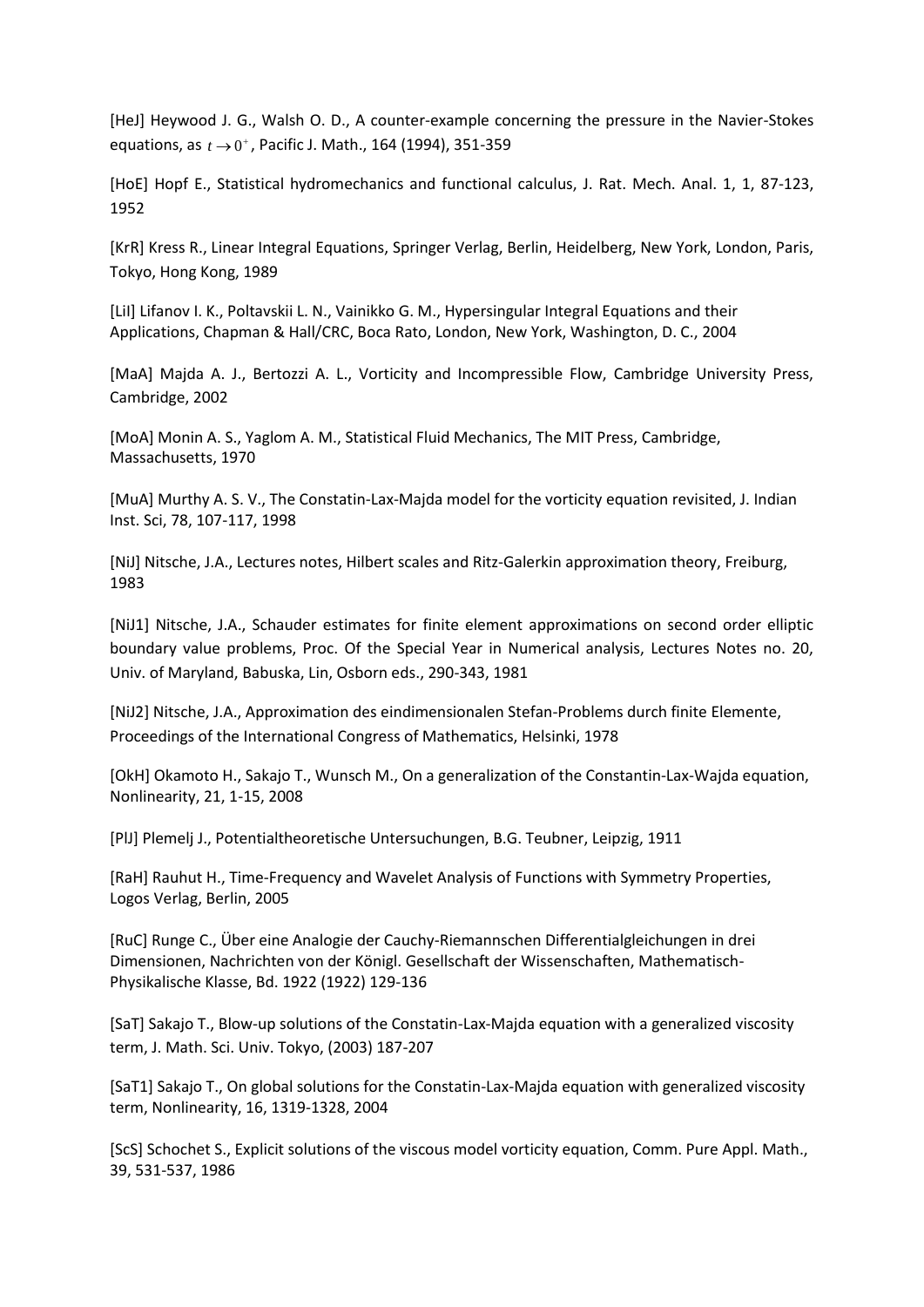[HeJ] Heywood J. G., Walsh O. D., A counter-example concerning the pressure in the Navier-Stokes equations, as $t \to 0^+$, Pacific J. Math., 164 (1994), 351-359

[HoE] Hopf E., Statistical hydromechanics and functional calculus, J. Rat. Mech. Anal. 1, 1, 87-123, 1952

[KrR] Kress R., Linear Integral Equations, Springer Verlag, Berlin, Heidelberg, New York, London, Paris, Tokyo, Hong Kong, 1989

[LiI] Lifanov I. K., Poltavskii L. N., Vainikko G. M., Hypersingular Integral Equations and their Applications, Chapman & Hall/CRC, Boca Rato, London, New York, Washington, D. C., 2004

[MaA] Majda A. J., Bertozzi A. L., Vorticity and Incompressible Flow, Cambridge University Press, Cambridge, 2002

[MoA] Monin A. S., Yaglom A. M., Statistical Fluid Mechanics, The MIT Press, Cambridge, Massachusetts, 1970

[MuA] Murthy A. S. V., The Constatin-Lax-Majda model for the vorticity equation revisited, J. Indian Inst. Sci, 78, 107-117, 1998

[NiJ] Nitsche, J.A., Lectures notes, Hilbert scales and Ritz-Galerkin approximation theory, Freiburg, 1983

[NiJ1] Nitsche, J.A., Schauder estimates for finite element approximations on second order elliptic boundary value problems, Proc. Of the Special Year in Numerical analysis, Lectures Notes no. 20, Univ. of Maryland, Babuska, Lin, Osborn eds., 290-343, 1981

[NiJ2] Nitsche, J.A., Approximation des eindimensionalen Stefan-Problems durch finite Elemente, Proceedings of the International Congress of Mathematics, Helsinki, 1978

[OkH] Okamoto H., Sakajo T., Wunsch M., On a generalization of the Constantin-Lax-Wajda equation, Nonlinearity, 21, 1-15, 2008

[PlJ] Plemelj J., Potentialtheoretische Untersuchungen, B.G. Teubner, Leipzig, 1911

[RaH] Rauhut H., Time-Frequency and Wavelet Analysis of Functions with Symmetry Properties, Logos Verlag, Berlin, 2005

[RuC] Runge C., Über eine Analogie der Cauchy-Riemannschen Differentialgleichungen in drei Dimensionen, Nachrichten von der Königl. Gesellschaft der Wissenschaften, Mathematisch-Physikalische Klasse, Bd. 1922 (1922) 129-136

[SaT] Sakajo T., Blow-up solutions of the Constatin-Lax-Majda equation with a generalized viscosity term, J. Math. Sci. Univ. Tokyo, (2003) 187-207

[SaT1] Sakajo T., On global solutions for the Constatin-Lax-Majda equation with generalized viscosity term, Nonlinearity, 16, 1319-1328, 2004

[ScS] Schochet S., Explicit solutions of the viscous model vorticity equation, Comm. Pure Appl. Math., 39, 531-537, 1986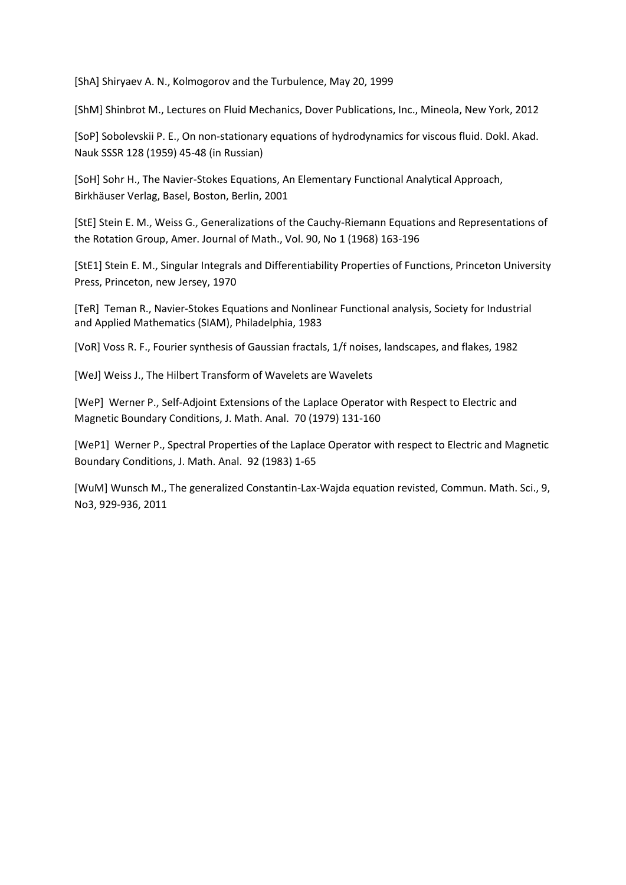[ShA] Shiryaev A. N., Kolmogorov and the Turbulence, May 20, 1999

[ShM] Shinbrot M., Lectures on Fluid Mechanics, Dover Publications, Inc., Mineola, New York, 2012

[SoP] Sobolevskii P. E., On non-stationary equations of hydrodynamics for viscous fluid. Dokl. Akad. Nauk SSSR 128 (1959) 45-48 (in Russian)

[SoH] Sohr H., The Navier-Stokes Equations, An Elementary Functional Analytical Approach, Birkhäuser Verlag, Basel, Boston, Berlin, 2001

[StE] Stein E. M., Weiss G., Generalizations of the Cauchy-Riemann Equations and Representations of the Rotation Group, Amer. Journal of Math., Vol. 90, No 1 (1968) 163-196

[StE1] Stein E. M., Singular Integrals and Differentiability Properties of Functions, Princeton University Press, Princeton, new Jersey, 1970

[TeR] Teman R., Navier-Stokes Equations and Nonlinear Functional analysis, Society for Industrial and Applied Mathematics (SIAM), Philadelphia, 1983

[VoR] Voss R. F., Fourier synthesis of Gaussian fractals, 1/f noises, landscapes, and flakes, 1982

[WeJ] Weiss J., The Hilbert Transform of Wavelets are Wavelets

[WeP] Werner P., Self-Adjoint Extensions of the Laplace Operator with Respect to Electric and Magnetic Boundary Conditions, J. Math. Anal. 70 (1979) 131-160

[WeP1] Werner P., Spectral Properties of the Laplace Operator with respect to Electric and Magnetic Boundary Conditions, J. Math. Anal. 92 (1983) 1-65

[WuM] Wunsch M., The generalized Constantin-Lax-Wajda equation revisted, Commun. Math. Sci., 9, No3, 929-936, 2011